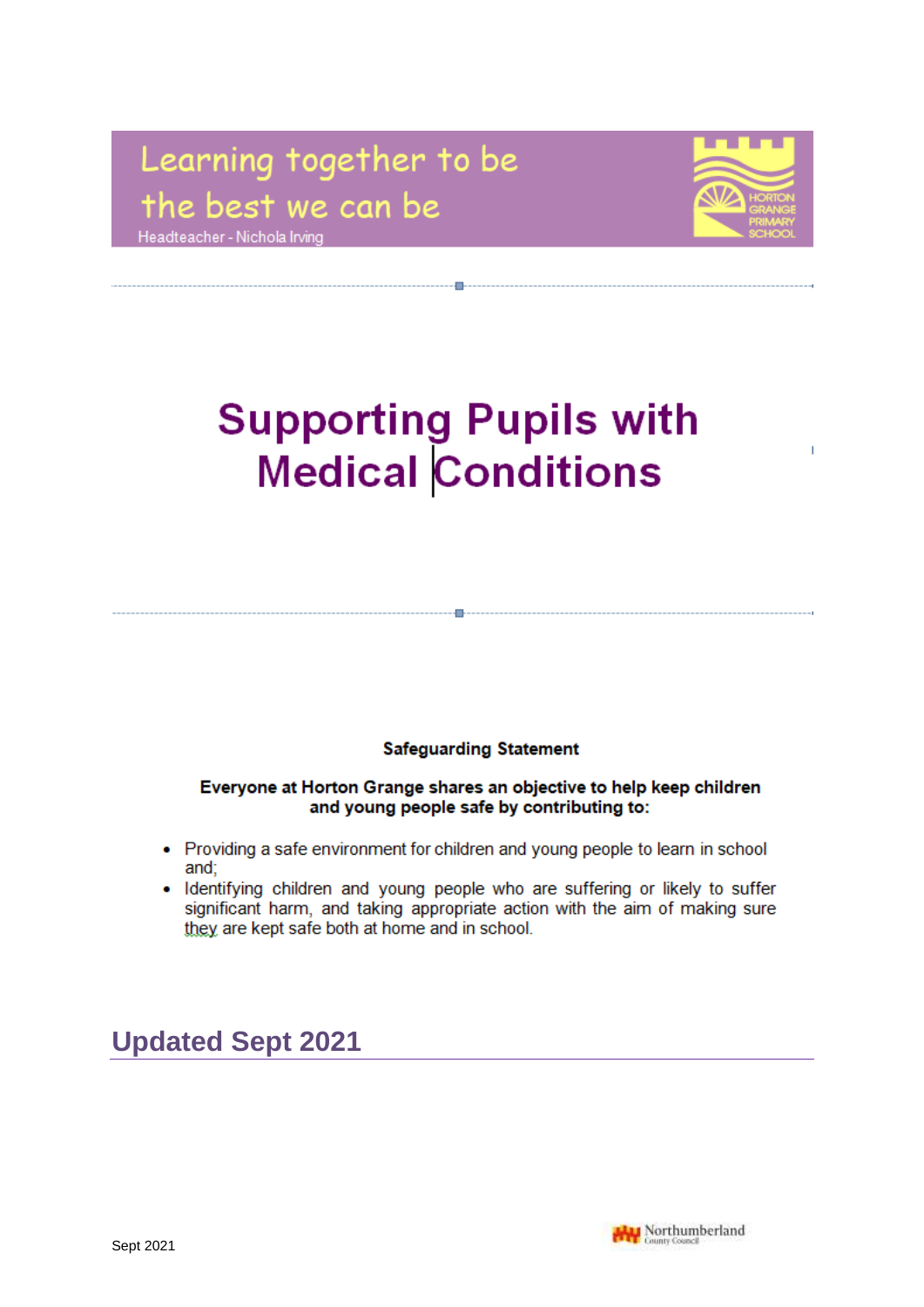Learning together to be the best we can be

Headteacher - Nichola Irving

HORTON GRANGE PRIMARY SCHOOL

# Supporting Pupils with Medical Conditions

**Safeguarding Statement**

**Everyone at Horton Grange shares an objective to help keep children and young people safe by contributing to:**

- Providing a safe environment for children and young people to learn in school and;
- Identifying children and young people who are suffering or likely to suffer significant harm, and taking appropriate action with the aim of making sure they are kept safe both at home and in school.

## Updated Sept 2021

Sept 2021

Northumberland County Council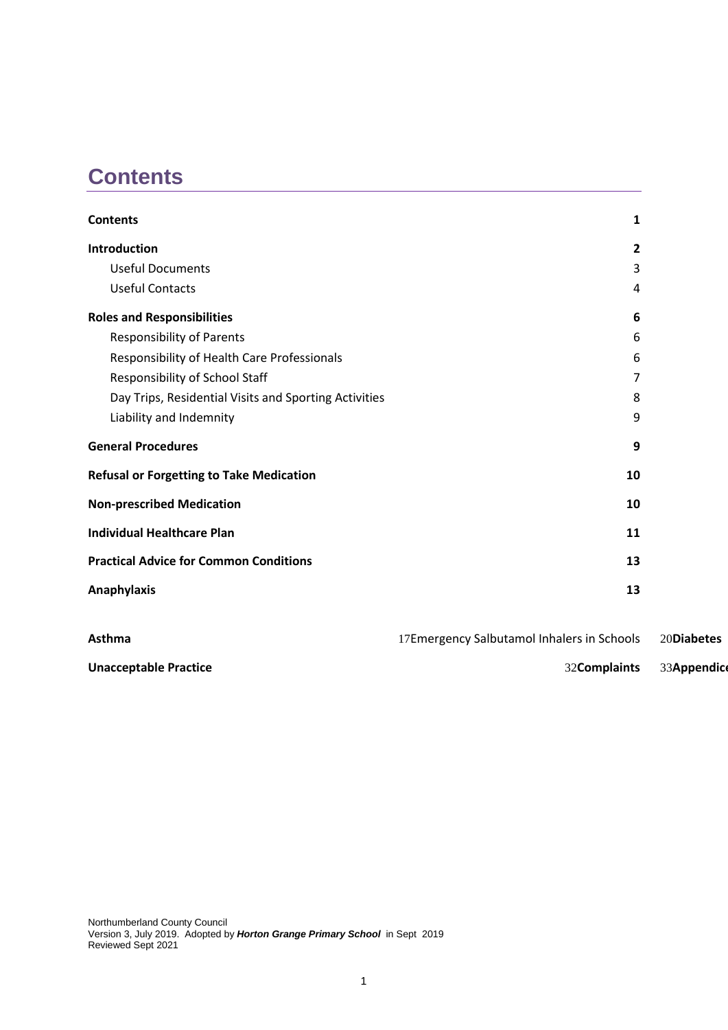# Contents

| | |
|---|---|
| **Contents** | **1** |
| **Introduction** | **2** |
| Useful Documents | 3 |
| Useful Contacts | 4 |
| **Roles and Responsibilities** | **6** |
| Responsibility of Parents | 6 |
| Responsibility of Health Care Professionals | 6 |
| Responsibility of School Staff | 7 |
| Day Trips, Residential Visits and Sporting Activities | 8 |
| Liability and Indemnity | 9 |
| **General Procedures** | **9** |
| **Refusal or Forgetting to Take Medication** | **10** |
| **Non-prescribed Medication** | **10** |
| **Individual Healthcare Plan** | **11** |
| **Practical Advice for Common Conditions** | **13** |
| **Anaphylaxis** | **13** |
| **Asthma** | 17 |
| Emergency Salbutamol Inhalers in Schools | 20 |
| **Diabetes** | |
| **Unacceptable Practice** | 32 |
| **Complaints** | 33 |
| **Appendice** | |

Northumberland County Council
Version 3, July 2019. Adopted by ***Horton Grange Primary School*** in Sept 2019
Reviewed Sept 2021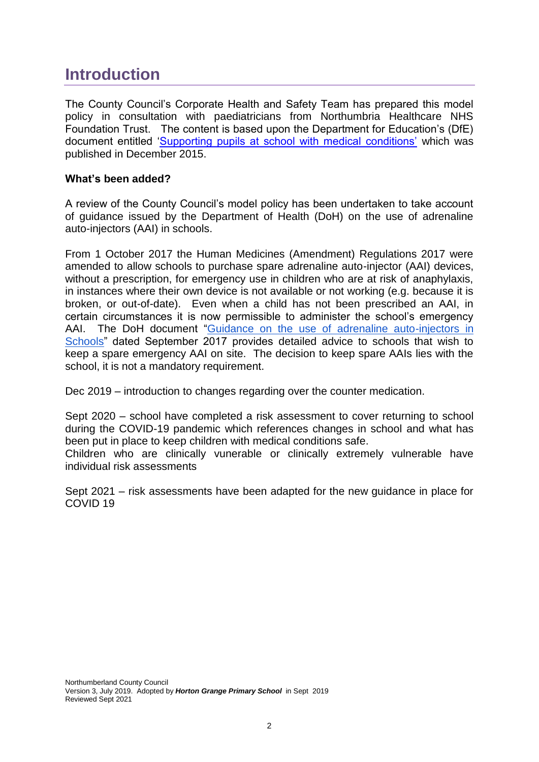# Introduction

The County Council's Corporate Health and Safety Team has prepared this model policy in consultation with paediatricians from Northumbria Healthcare NHS Foundation Trust. The content is based upon the Department for Education's (DfE) document entitled '[Supporting pupils at school with medical conditions'](#) which was published in December 2015.

**What's been added?**

A review of the County Council's model policy has been undertaken to take account of guidance issued by the Department of Health (DoH) on the use of adrenaline auto-injectors (AAI) in schools.

From 1 October 2017 the Human Medicines (Amendment) Regulations 2017 were amended to allow schools to purchase spare adrenaline auto-injector (AAI) devices, without a prescription, for emergency use in children who are at risk of anaphylaxis, in instances where their own device is not available or not working (e.g. because it is broken, or out-of-date). Even when a child has not been prescribed an AAI, in certain circumstances it is now permissible to administer the school's emergency AAI. The DoH document "[Guidance on the use of adrenaline auto-injectors in Schools](#)" dated September 2017 provides detailed advice to schools that wish to keep a spare emergency AAI on site. The decision to keep spare AAIs lies with the school, it is not a mandatory requirement.

Dec 2019 – introduction to changes regarding over the counter medication.

Sept 2020 – school have completed a risk assessment to cover returning to school during the COVID-19 pandemic which references changes in school and what has been put in place to keep children with medical conditions safe.
Children who are clinically vunerable or clinically extremely vulnerable have individual risk assessments

Sept 2021 – risk assessments have been adapted for the new guidance in place for COVID 19

Northumberland County Council
Version 3, July 2019. Adopted by ***Horton Grange Primary School*** in Sept 2019
Reviewed Sept 2021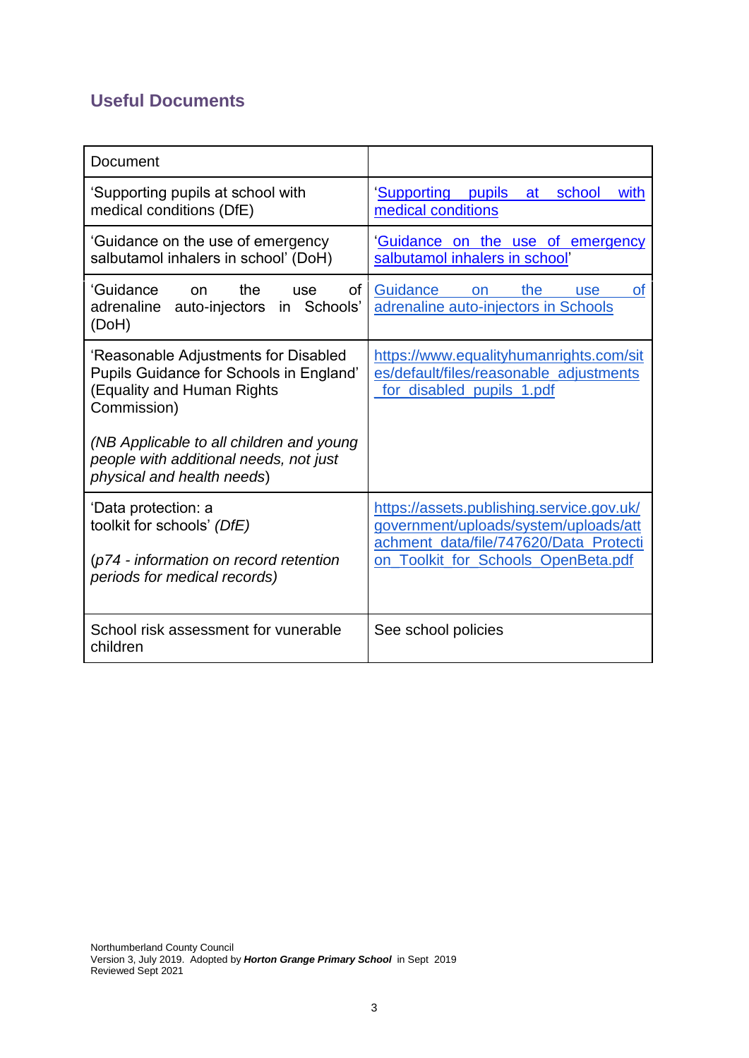## Useful Documents

| Document | |
|---|---|
| 'Supporting pupils at school with medical conditions (DfE) | 'Supporting pupils at school with medical conditions |
| 'Guidance on the use of emergency salbutamol inhalers in school' (DoH) | 'Guidance on the use of emergency salbutamol inhalers in school' |
| 'Guidance on the use of adrenaline auto-injectors in Schools' (DoH) | Guidance on the use of adrenaline auto-injectors in Schools |
| 'Reasonable Adjustments for Disabled Pupils Guidance for Schools in England' (Equality and Human Rights Commission)<br><br>*(NB Applicable to all children and young people with additional needs, not just physical and health needs)* | https://www.equalityhumanrights.com/sites/default/files/reasonable_adjustments_for_disabled_pupils_1.pdf |
| 'Data protection: a toolkit for schools' *(DfE)*<br><br>(*p74 - information on record retention periods for medical records)* | https://assets.publishing.service.gov.uk/government/uploads/system/uploads/attachment_data/file/747620/Data_Protection_Toolkit_for_Schools_OpenBeta.pdf |
| School risk assessment for vunerable children | See school policies |

Northumberland County Council
Version 3, July 2019. Adopted by ***Horton Grange Primary School*** in Sept 2019
Reviewed Sept 2021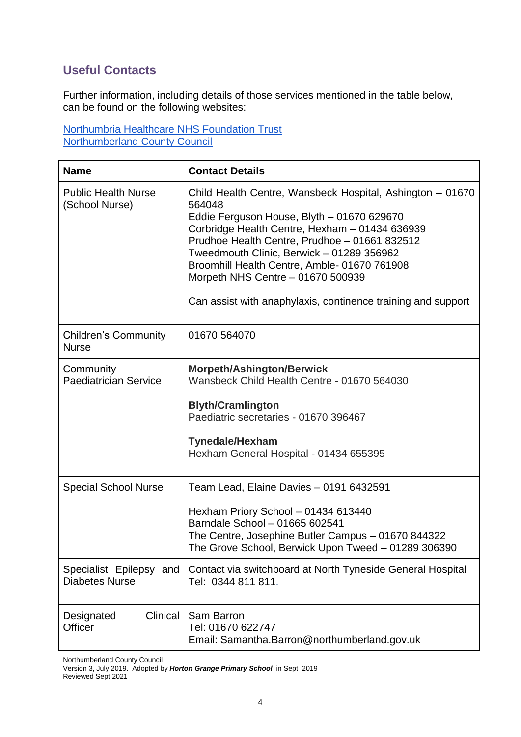## Useful Contacts

Further information, including details of those services mentioned in the table below, can be found on the following websites:

[Northumbria Healthcare NHS Foundation Trust](#)
[Northumberland County Council](#)

| Name | Contact Details |
|---|---|
| Public Health Nurse (School Nurse) | Child Health Centre, Wansbeck Hospital, Ashington – 01670 564048<br>Eddie Ferguson House, Blyth – 01670 629670<br>Corbridge Health Centre, Hexham – 01434 636939<br>Prudhoe Health Centre, Prudhoe – 01661 832512<br>Tweedmouth Clinic, Berwick – 01289 356962<br>Broomhill Health Centre, Amble- 01670 761908<br>Morpeth NHS Centre – 01670 500939<br><br>Can assist with anaphylaxis, continence training and support |
| Children's Community Nurse | 01670 564070 |
| Community Paediatrician Service | **Morpeth/Ashington/Berwick**<br>Wansbeck Child Health Centre - 01670 564030<br><br>**Blyth/Cramlington**<br>Paediatric secretaries - 01670 396467<br><br>**Tynedale/Hexham**<br>Hexham General Hospital - 01434 655395 |
| Special School Nurse | Team Lead, Elaine Davies – 0191 6432591<br><br>Hexham Priory School – 01434 613440<br>Barndale School – 01665 602541<br>The Centre, Josephine Butler Campus – 01670 844322<br>The Grove School, Berwick Upon Tweed – 01289 306390 |
| Specialist Epilepsy and Diabetes Nurse | Contact via switchboard at North Tyneside General Hospital Tel: 0344 811 811. |
| Designated Clinical Officer | Sam Barron<br>Tel: 01670 622747<br>Email: Samantha.Barron@northumberland.gov.uk |

Northumberland County Council
Version 3, July 2019. Adopted by ***Horton Grange Primary School*** in Sept 2019
Reviewed Sept 2021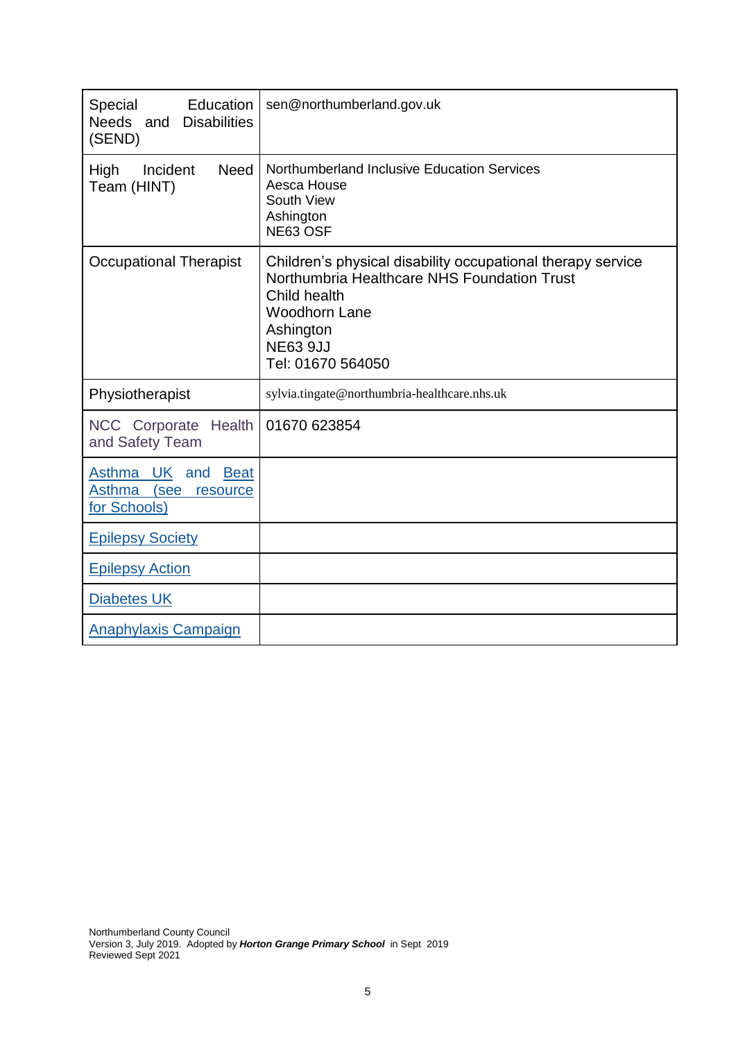| | |
|---|---|
| Special Education Needs and Disabilities (SEND) | sen@northumberland.gov.uk |
| High Incident Need Team (HINT) | Northumberland Inclusive Education Services<br>Aesca House<br>South View<br>Ashington<br>NE63 OSF |
| Occupational Therapist | Children's physical disability occupational therapy service<br>Northumbria Healthcare NHS Foundation Trust<br>Child health<br>Woodhorn Lane<br>Ashington<br>NE63 9JJ<br>Tel: 01670 564050 |
| Physiotherapist | sylvia.tingate@northumbria-healthcare.nhs.uk |
| NCC Corporate Health and Safety Team | 01670 623854 |
| Asthma UK and Beat Asthma (see resource for Schools) | |
| Epilepsy Society | |
| Epilepsy Action | |
| Diabetes UK | |
| Anaphylaxis Campaign | |

Northumberland County Council
Version 3, July 2019. Adopted by ***Horton Grange Primary School*** in Sept 2019
Reviewed Sept 2021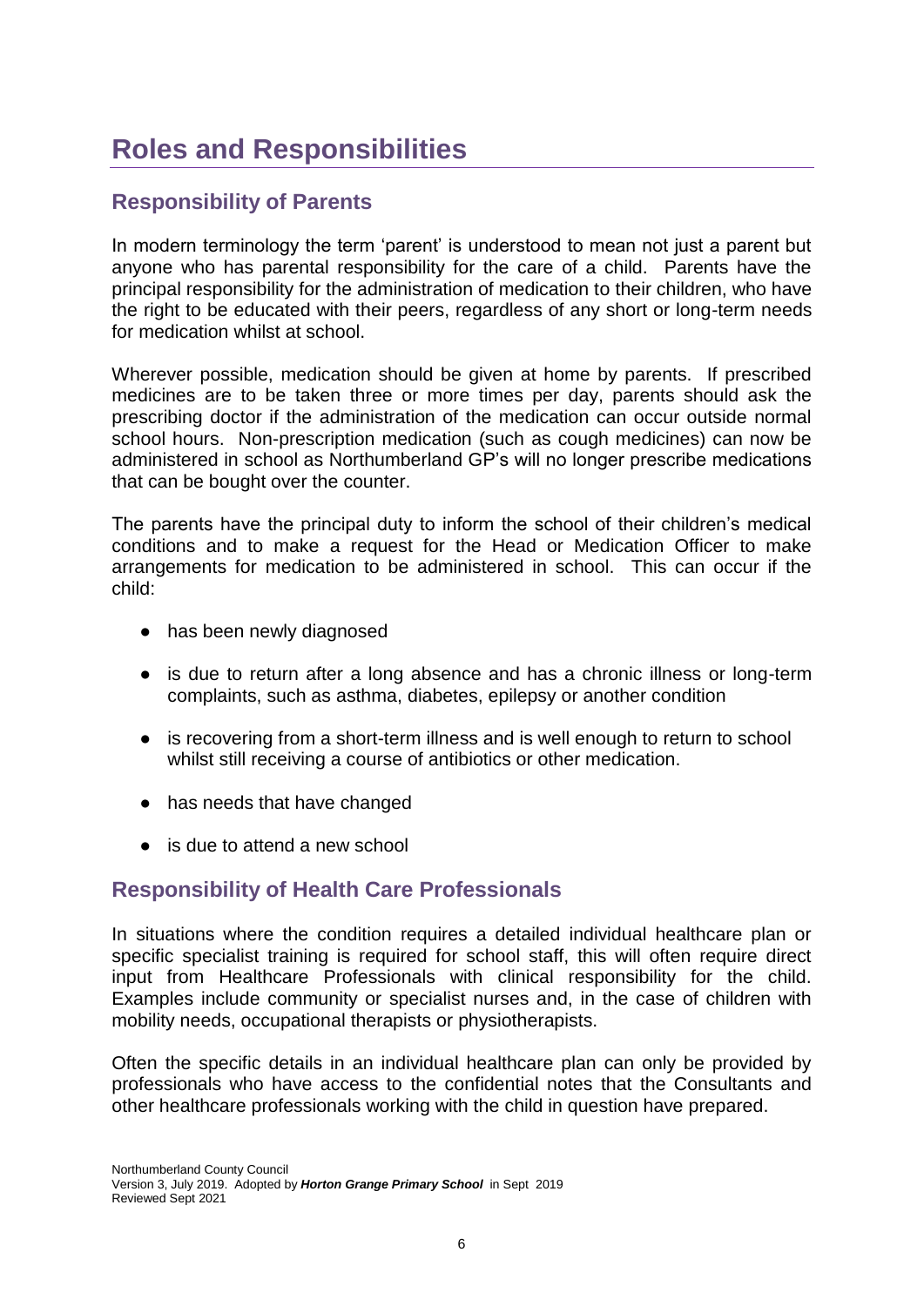# Roles and Responsibilities

## Responsibility of Parents

In modern terminology the term 'parent' is understood to mean not just a parent but anyone who has parental responsibility for the care of a child. Parents have the principal responsibility for the administration of medication to their children, who have the right to be educated with their peers, regardless of any short or long-term needs for medication whilst at school.

Wherever possible, medication should be given at home by parents. If prescribed medicines are to be taken three or more times per day, parents should ask the prescribing doctor if the administration of the medication can occur outside normal school hours. Non-prescription medication (such as cough medicines) can now be administered in school as Northumberland GP's will no longer prescribe medications that can be bought over the counter.

The parents have the principal duty to inform the school of their children's medical conditions and to make a request for the Head or Medication Officer to make arrangements for medication to be administered in school. This can occur if the child:

- has been newly diagnosed
- is due to return after a long absence and has a chronic illness or long-term complaints, such as asthma, diabetes, epilepsy or another condition
- is recovering from a short-term illness and is well enough to return to school whilst still receiving a course of antibiotics or other medication.
- has needs that have changed
- is due to attend a new school

## Responsibility of Health Care Professionals

In situations where the condition requires a detailed individual healthcare plan or specific specialist training is required for school staff, this will often require direct input from Healthcare Professionals with clinical responsibility for the child. Examples include community or specialist nurses and, in the case of children with mobility needs, occupational therapists or physiotherapists.

Often the specific details in an individual healthcare plan can only be provided by professionals who have access to the confidential notes that the Consultants and other healthcare professionals working with the child in question have prepared.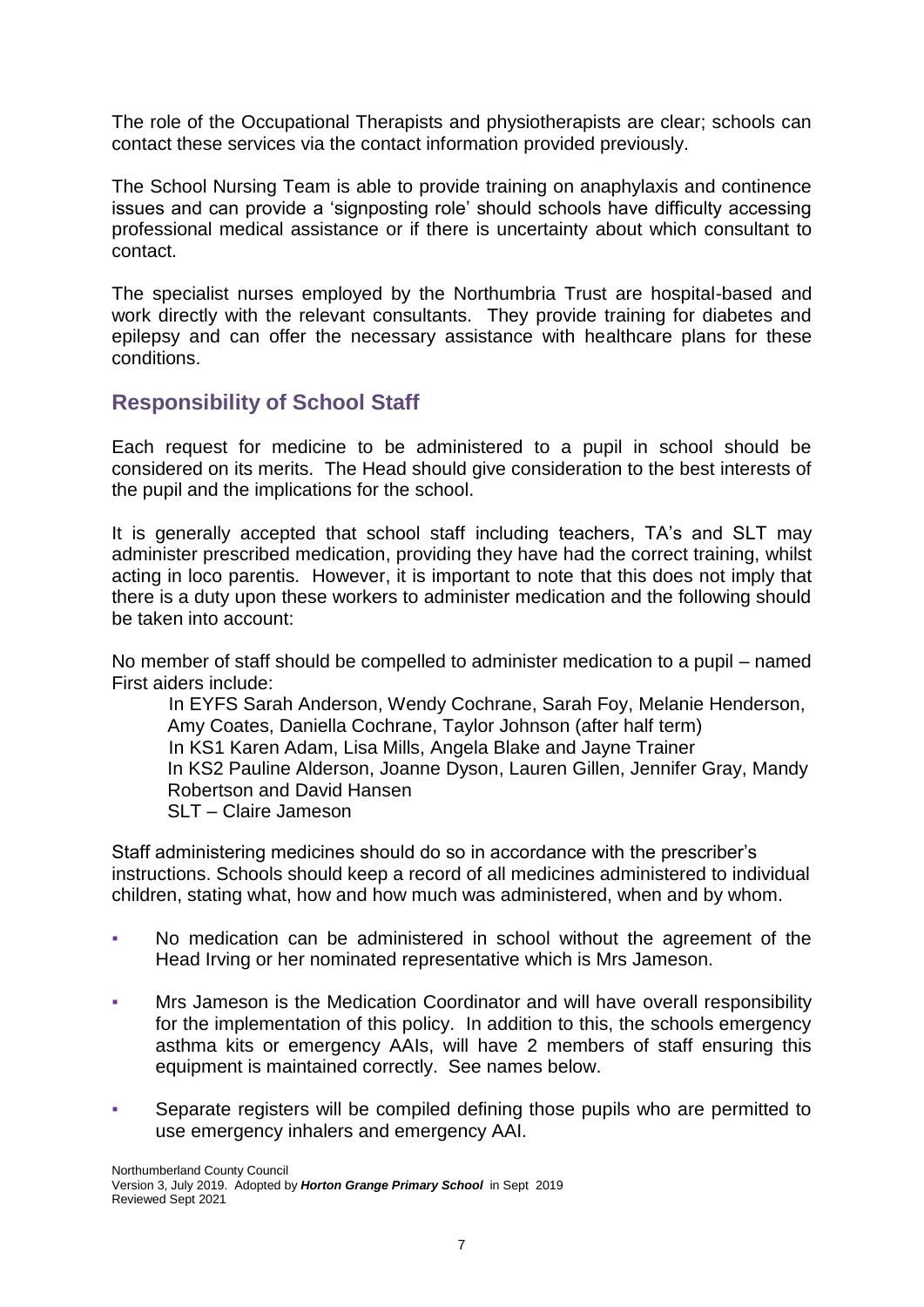The role of the Occupational Therapists and physiotherapists are clear; schools can contact these services via the contact information provided previously.

The School Nursing Team is able to provide training on anaphylaxis and continence issues and can provide a 'signposting role' should schools have difficulty accessing professional medical assistance or if there is uncertainty about which consultant to contact.

The specialist nurses employed by the Northumbria Trust are hospital-based and work directly with the relevant consultants. They provide training for diabetes and epilepsy and can offer the necessary assistance with healthcare plans for these conditions.

## Responsibility of School Staff

Each request for medicine to be administered to a pupil in school should be considered on its merits. The Head should give consideration to the best interests of the pupil and the implications for the school.

It is generally accepted that school staff including teachers, TA's and SLT may administer prescribed medication, providing they have had the correct training, whilst acting in loco parentis. However, it is important to note that this does not imply that there is a duty upon these workers to administer medication and the following should be taken into account:

No member of staff should be compelled to administer medication to a pupil – named First aiders include:

In EYFS Sarah Anderson, Wendy Cochrane, Sarah Foy, Melanie Henderson, Amy Coates, Daniella Cochrane, Taylor Johnson (after half term)
In KS1 Karen Adam, Lisa Mills, Angela Blake and Jayne Trainer
In KS2 Pauline Alderson, Joanne Dyson, Lauren Gillen, Jennifer Gray, Mandy Robertson and David Hansen
SLT – Claire Jameson

Staff administering medicines should do so in accordance with the prescriber's instructions. Schools should keep a record of all medicines administered to individual children, stating what, how and how much was administered, when and by whom.

- No medication can be administered in school without the agreement of the Head Irving or her nominated representative which is Mrs Jameson.
- Mrs Jameson is the Medication Coordinator and will have overall responsibility for the implementation of this policy. In addition to this, the schools emergency asthma kits or emergency AAIs, will have 2 members of staff ensuring this equipment is maintained correctly. See names below.
- Separate registers will be compiled defining those pupils who are permitted to use emergency inhalers and emergency AAI.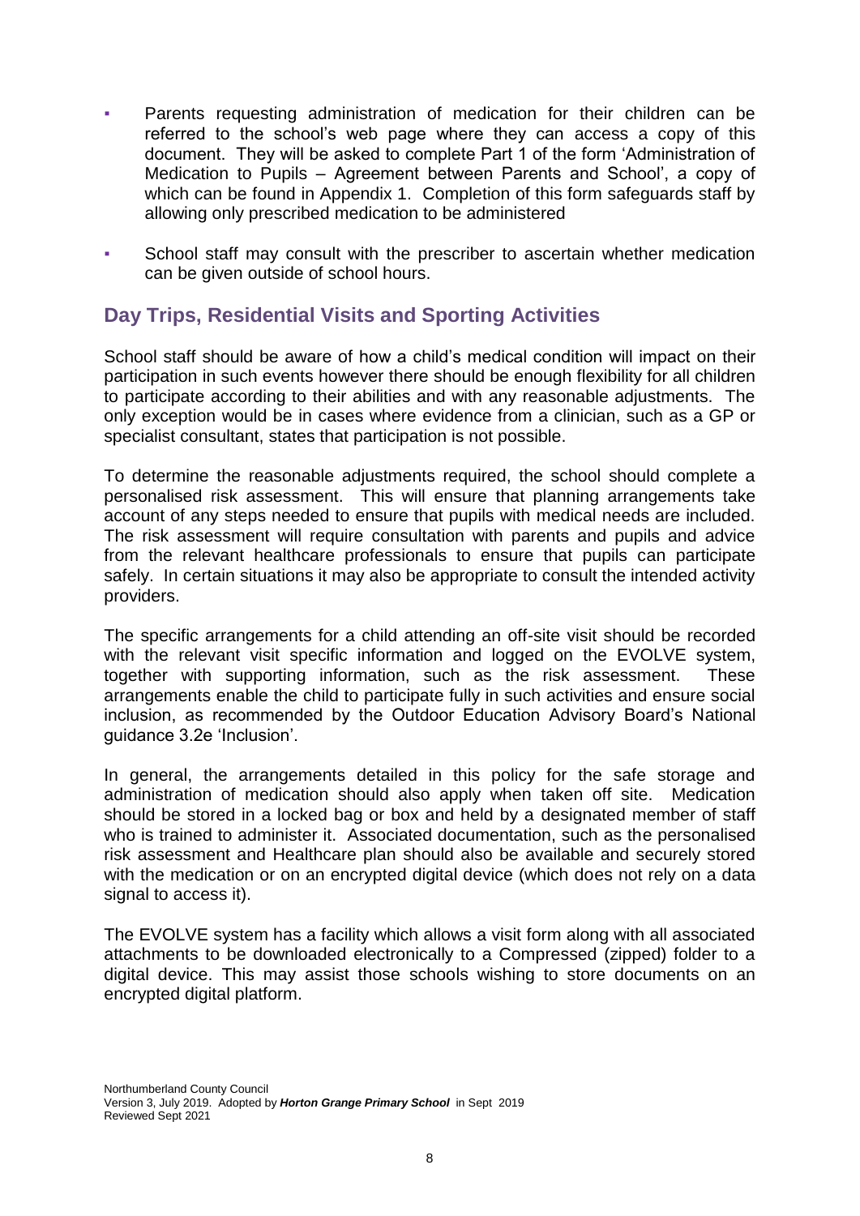- Parents requesting administration of medication for their children can be referred to the school's web page where they can access a copy of this document. They will be asked to complete Part 1 of the form 'Administration of Medication to Pupils – Agreement between Parents and School', a copy of which can be found in Appendix 1. Completion of this form safeguards staff by allowing only prescribed medication to be administered
- School staff may consult with the prescriber to ascertain whether medication can be given outside of school hours.

## Day Trips, Residential Visits and Sporting Activities

School staff should be aware of how a child's medical condition will impact on their participation in such events however there should be enough flexibility for all children to participate according to their abilities and with any reasonable adjustments. The only exception would be in cases where evidence from a clinician, such as a GP or specialist consultant, states that participation is not possible.

To determine the reasonable adjustments required, the school should complete a personalised risk assessment. This will ensure that planning arrangements take account of any steps needed to ensure that pupils with medical needs are included. The risk assessment will require consultation with parents and pupils and advice from the relevant healthcare professionals to ensure that pupils can participate safely. In certain situations it may also be appropriate to consult the intended activity providers.

The specific arrangements for a child attending an off-site visit should be recorded with the relevant visit specific information and logged on the EVOLVE system, together with supporting information, such as the risk assessment. These arrangements enable the child to participate fully in such activities and ensure social inclusion, as recommended by the Outdoor Education Advisory Board's National guidance 3.2e 'Inclusion'.

In general, the arrangements detailed in this policy for the safe storage and administration of medication should also apply when taken off site. Medication should be stored in a locked bag or box and held by a designated member of staff who is trained to administer it. Associated documentation, such as the personalised risk assessment and Healthcare plan should also be available and securely stored with the medication or on an encrypted digital device (which does not rely on a data signal to access it).

The EVOLVE system has a facility which allows a visit form along with all associated attachments to be downloaded electronically to a Compressed (zipped) folder to a digital device. This may assist those schools wishing to store documents on an encrypted digital platform.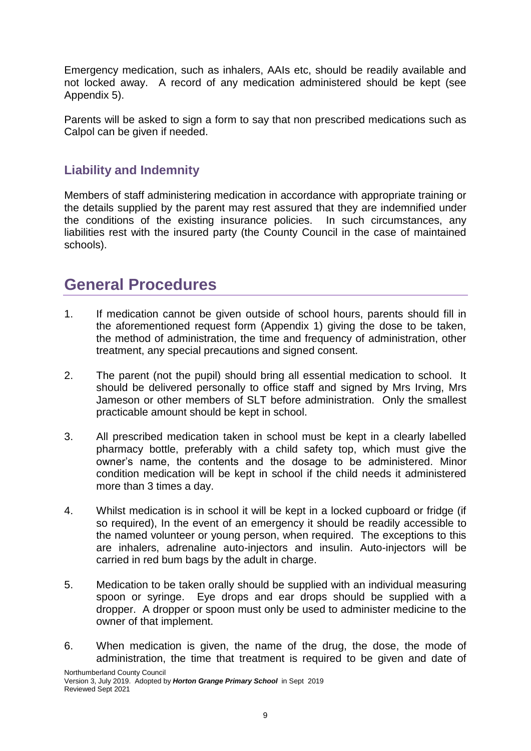Emergency medication, such as inhalers, AAIs etc, should be readily available and not locked away. A record of any medication administered should be kept (see Appendix 5).

Parents will be asked to sign a form to say that non prescribed medications such as Calpol can be given if needed.

### Liability and Indemnity

Members of staff administering medication in accordance with appropriate training or the details supplied by the parent may rest assured that they are indemnified under the conditions of the existing insurance policies. In such circumstances, any liabilities rest with the insured party (the County Council in the case of maintained schools).

## General Procedures

1. If medication cannot be given outside of school hours, parents should fill in the aforementioned request form (Appendix 1) giving the dose to be taken, the method of administration, the time and frequency of administration, other treatment, any special precautions and signed consent.

2. The parent (not the pupil) should bring all essential medication to school. It should be delivered personally to office staff and signed by Mrs Irving, Mrs Jameson or other members of SLT before administration. Only the smallest practicable amount should be kept in school.

3. All prescribed medication taken in school must be kept in a clearly labelled pharmacy bottle, preferably with a child safety top, which must give the owner's name, the contents and the dosage to be administered. Minor condition medication will be kept in school if the child needs it administered more than 3 times a day.

4. Whilst medication is in school it will be kept in a locked cupboard or fridge (if so required), In the event of an emergency it should be readily accessible to the named volunteer or young person, when required. The exceptions to this are inhalers, adrenaline auto-injectors and insulin. Auto-injectors will be carried in red bum bags by the adult in charge.

5. Medication to be taken orally should be supplied with an individual measuring spoon or syringe. Eye drops and ear drops should be supplied with a dropper. A dropper or spoon must only be used to administer medicine to the owner of that implement.

6. When medication is given, the name of the drug, the dose, the mode of administration, the time that treatment is required to be given and date of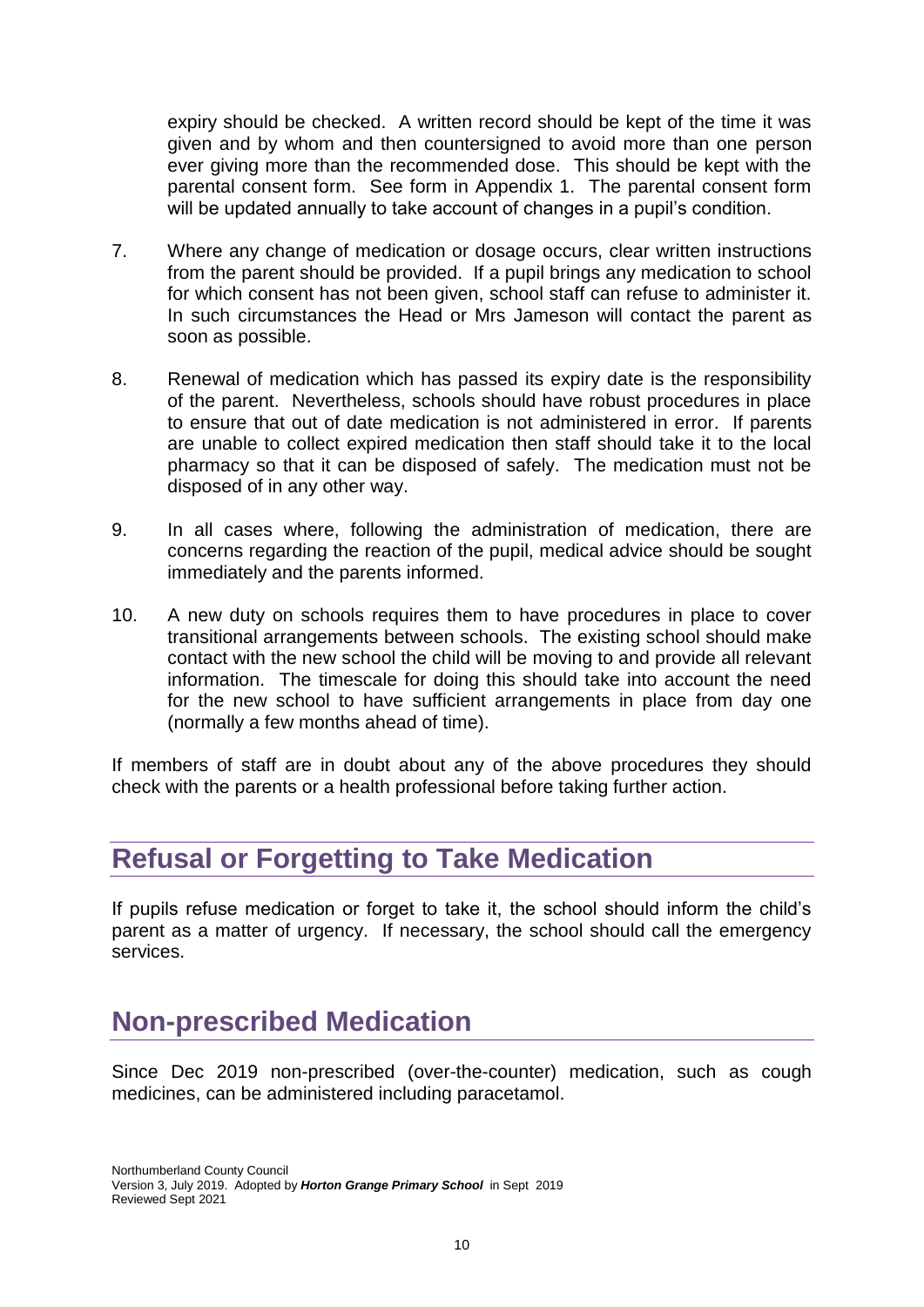expiry should be checked. A written record should be kept of the time it was given and by whom and then countersigned to avoid more than one person ever giving more than the recommended dose. This should be kept with the parental consent form. See form in Appendix 1. The parental consent form will be updated annually to take account of changes in a pupil's condition.

7. Where any change of medication or dosage occurs, clear written instructions from the parent should be provided. If a pupil brings any medication to school for which consent has not been given, school staff can refuse to administer it. In such circumstances the Head or Mrs Jameson will contact the parent as soon as possible.

8. Renewal of medication which has passed its expiry date is the responsibility of the parent. Nevertheless, schools should have robust procedures in place to ensure that out of date medication is not administered in error. If parents are unable to collect expired medication then staff should take it to the local pharmacy so that it can be disposed of safely. The medication must not be disposed of in any other way.

9. In all cases where, following the administration of medication, there are concerns regarding the reaction of the pupil, medical advice should be sought immediately and the parents informed.

10. A new duty on schools requires them to have procedures in place to cover transitional arrangements between schools. The existing school should make contact with the new school the child will be moving to and provide all relevant information. The timescale for doing this should take into account the need for the new school to have sufficient arrangements in place from day one (normally a few months ahead of time).

If members of staff are in doubt about any of the above procedures they should check with the parents or a health professional before taking further action.

## Refusal or Forgetting to Take Medication

If pupils refuse medication or forget to take it, the school should inform the child's parent as a matter of urgency. If necessary, the school should call the emergency services.

## Non-prescribed Medication

Since Dec 2019 non-prescribed (over-the-counter) medication, such as cough medicines, can be administered including paracetamol.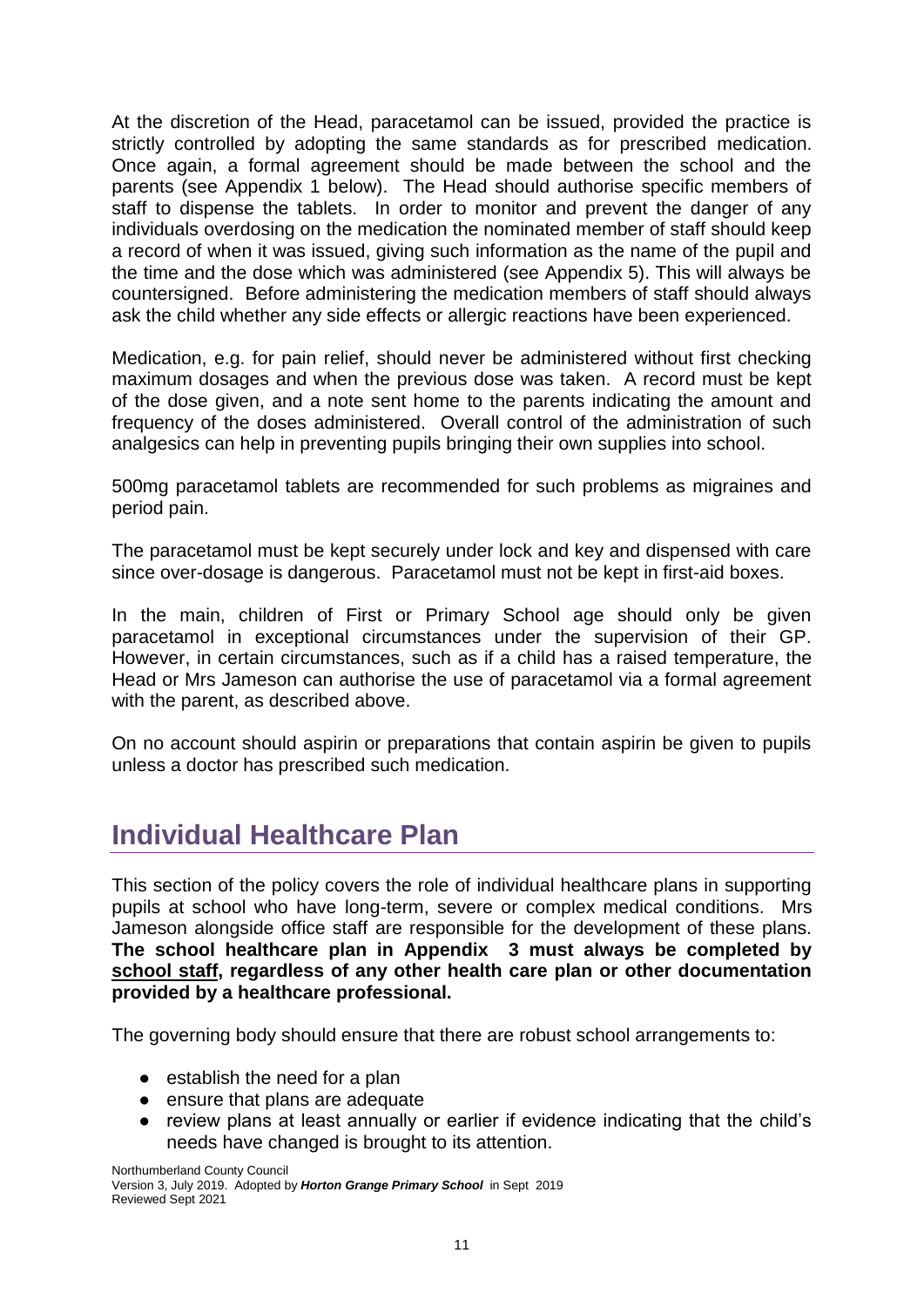At the discretion of the Head, paracetamol can be issued, provided the practice is strictly controlled by adopting the same standards as for prescribed medication. Once again, a formal agreement should be made between the school and the parents (see Appendix 1 below). The Head should authorise specific members of staff to dispense the tablets. In order to monitor and prevent the danger of any individuals overdosing on the medication the nominated member of staff should keep a record of when it was issued, giving such information as the name of the pupil and the time and the dose which was administered (see Appendix 5). This will always be countersigned. Before administering the medication members of staff should always ask the child whether any side effects or allergic reactions have been experienced.

Medication, e.g. for pain relief, should never be administered without first checking maximum dosages and when the previous dose was taken. A record must be kept of the dose given, and a note sent home to the parents indicating the amount and frequency of the doses administered. Overall control of the administration of such analgesics can help in preventing pupils bringing their own supplies into school.

500mg paracetamol tablets are recommended for such problems as migraines and period pain.

The paracetamol must be kept securely under lock and key and dispensed with care since over-dosage is dangerous. Paracetamol must not be kept in first-aid boxes.

In the main, children of First or Primary School age should only be given paracetamol in exceptional circumstances under the supervision of their GP. However, in certain circumstances, such as if a child has a raised temperature, the Head or Mrs Jameson can authorise the use of paracetamol via a formal agreement with the parent, as described above.

On no account should aspirin or preparations that contain aspirin be given to pupils unless a doctor has prescribed such medication.

## Individual Healthcare Plan

This section of the policy covers the role of individual healthcare plans in supporting pupils at school who have long-term, severe or complex medical conditions. Mrs Jameson alongside office staff are responsible for the development of these plans. **The school healthcare plan in Appendix 3 must always be completed by <u>school staff</u>, regardless of any other health care plan or other documentation provided by a healthcare professional.**

The governing body should ensure that there are robust school arrangements to:

- establish the need for a plan
- ensure that plans are adequate
- review plans at least annually or earlier if evidence indicating that the child's needs have changed is brought to its attention.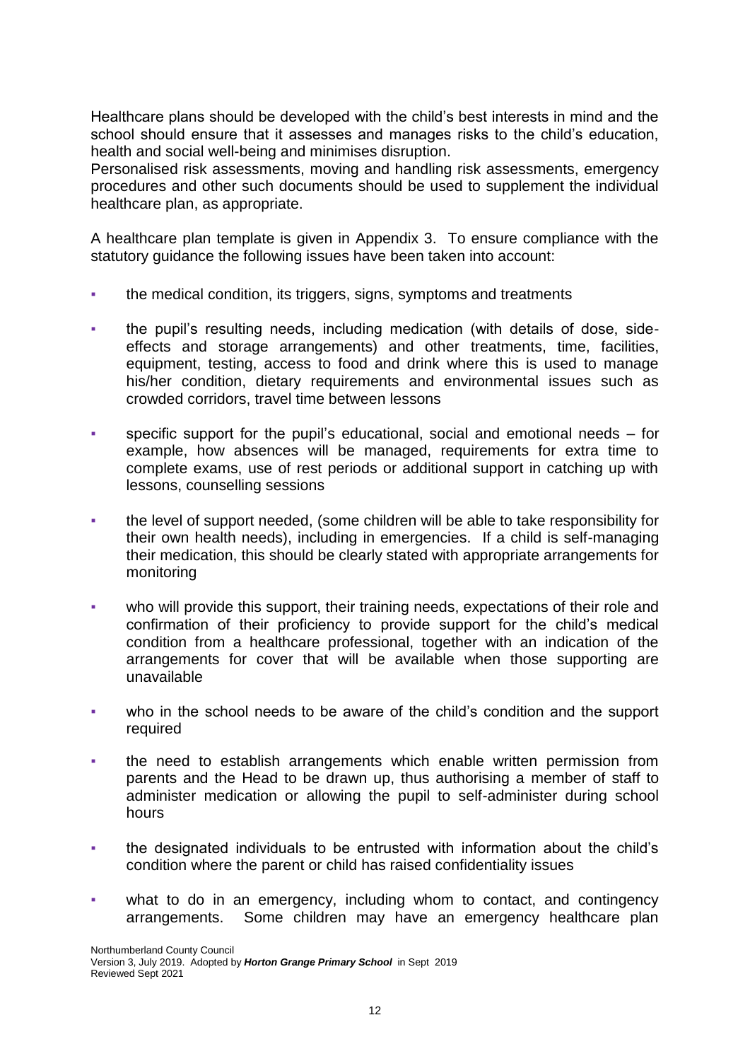Healthcare plans should be developed with the child's best interests in mind and the school should ensure that it assesses and manages risks to the child's education, health and social well-being and minimises disruption.
Personalised risk assessments, moving and handling risk assessments, emergency procedures and other such documents should be used to supplement the individual healthcare plan, as appropriate.

A healthcare plan template is given in Appendix 3. To ensure compliance with the statutory guidance the following issues have been taken into account:

- the medical condition, its triggers, signs, symptoms and treatments
- the pupil's resulting needs, including medication (with details of dose, side-effects and storage arrangements) and other treatments, time, facilities, equipment, testing, access to food and drink where this is used to manage his/her condition, dietary requirements and environmental issues such as crowded corridors, travel time between lessons
- specific support for the pupil's educational, social and emotional needs – for example, how absences will be managed, requirements for extra time to complete exams, use of rest periods or additional support in catching up with lessons, counselling sessions
- the level of support needed, (some children will be able to take responsibility for their own health needs), including in emergencies. If a child is self-managing their medication, this should be clearly stated with appropriate arrangements for monitoring
- who will provide this support, their training needs, expectations of their role and confirmation of their proficiency to provide support for the child's medical condition from a healthcare professional, together with an indication of the arrangements for cover that will be available when those supporting are unavailable
- who in the school needs to be aware of the child's condition and the support required
- the need to establish arrangements which enable written permission from parents and the Head to be drawn up, thus authorising a member of staff to administer medication or allowing the pupil to self-administer during school hours
- the designated individuals to be entrusted with information about the child's condition where the parent or child has raised confidentiality issues
- what to do in an emergency, including whom to contact, and contingency arrangements. Some children may have an emergency healthcare plan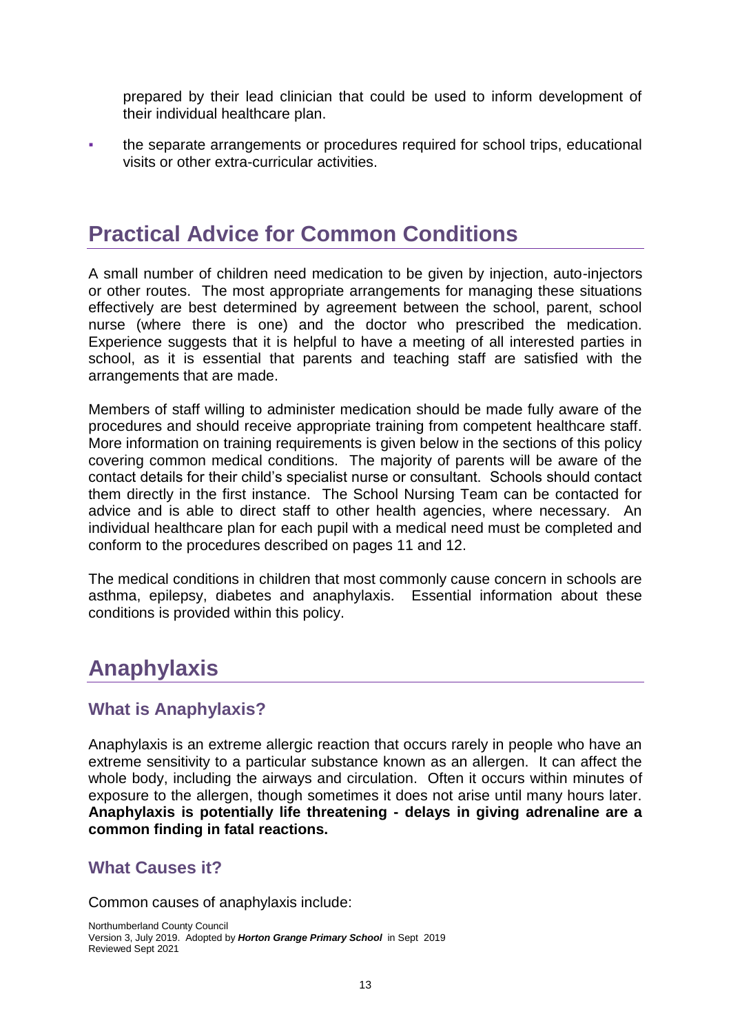prepared by their lead clinician that could be used to inform development of their individual healthcare plan.

- the separate arrangements or procedures required for school trips, educational visits or other extra-curricular activities.

# Practical Advice for Common Conditions

A small number of children need medication to be given by injection, auto-injectors or other routes. The most appropriate arrangements for managing these situations effectively are best determined by agreement between the school, parent, school nurse (where there is one) and the doctor who prescribed the medication. Experience suggests that it is helpful to have a meeting of all interested parties in school, as it is essential that parents and teaching staff are satisfied with the arrangements that are made.

Members of staff willing to administer medication should be made fully aware of the procedures and should receive appropriate training from competent healthcare staff. More information on training requirements is given below in the sections of this policy covering common medical conditions. The majority of parents will be aware of the contact details for their child's specialist nurse or consultant. Schools should contact them directly in the first instance. The School Nursing Team can be contacted for advice and is able to direct staff to other health agencies, where necessary. An individual healthcare plan for each pupil with a medical need must be completed and conform to the procedures described on pages 11 and 12.

The medical conditions in children that most commonly cause concern in schools are asthma, epilepsy, diabetes and anaphylaxis. Essential information about these conditions is provided within this policy.

# Anaphylaxis

## What is Anaphylaxis?

Anaphylaxis is an extreme allergic reaction that occurs rarely in people who have an extreme sensitivity to a particular substance known as an allergen. It can affect the whole body, including the airways and circulation. Often it occurs within minutes of exposure to the allergen, though sometimes it does not arise until many hours later. **Anaphylaxis is potentially life threatening - delays in giving adrenaline are a common finding in fatal reactions.**

## What Causes it?

Common causes of anaphylaxis include: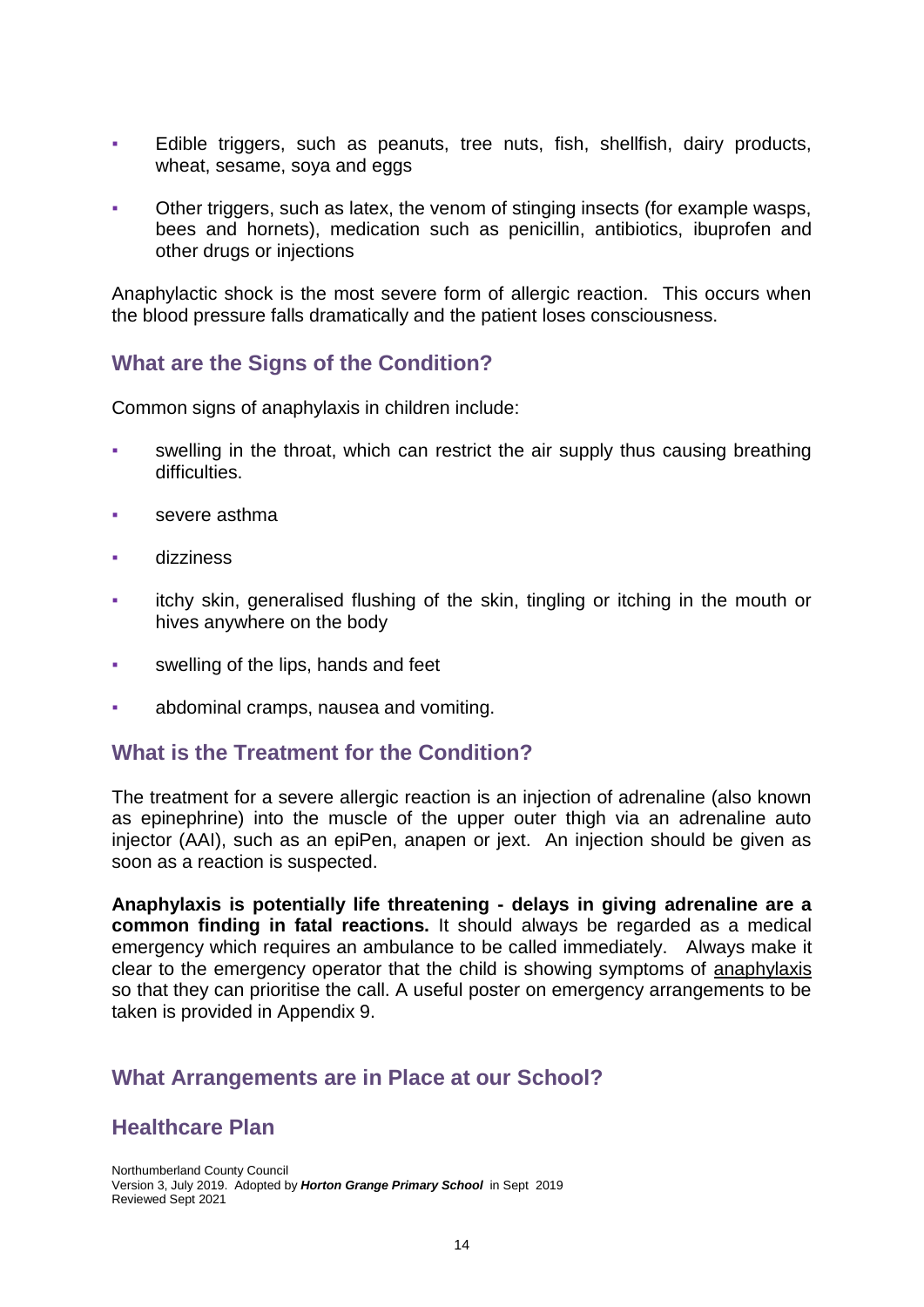- Edible triggers, such as peanuts, tree nuts, fish, shellfish, dairy products, wheat, sesame, soya and eggs
- Other triggers, such as latex, the venom of stinging insects (for example wasps, bees and hornets), medication such as penicillin, antibiotics, ibuprofen and other drugs or injections

Anaphylactic shock is the most severe form of allergic reaction. This occurs when the blood pressure falls dramatically and the patient loses consciousness.

## What are the Signs of the Condition?

Common signs of anaphylaxis in children include:

- swelling in the throat, which can restrict the air supply thus causing breathing difficulties.
- severe asthma
- dizziness
- itchy skin, generalised flushing of the skin, tingling or itching in the mouth or hives anywhere on the body
- swelling of the lips, hands and feet
- abdominal cramps, nausea and vomiting.

## What is the Treatment for the Condition?

The treatment for a severe allergic reaction is an injection of adrenaline (also known as epinephrine) into the muscle of the upper outer thigh via an adrenaline auto injector (AAI), such as an epiPen, anapen or jext. An injection should be given as soon as a reaction is suspected.

**Anaphylaxis is potentially life threatening - delays in giving adrenaline are a common finding in fatal reactions.** It should always be regarded as a medical emergency which requires an ambulance to be called immediately. Always make it clear to the emergency operator that the child is showing symptoms of <u>anaphylaxis</u> so that they can prioritise the call. A useful poster on emergency arrangements to be taken is provided in Appendix 9.

## What Arrangements are in Place at our School?

## Healthcare Plan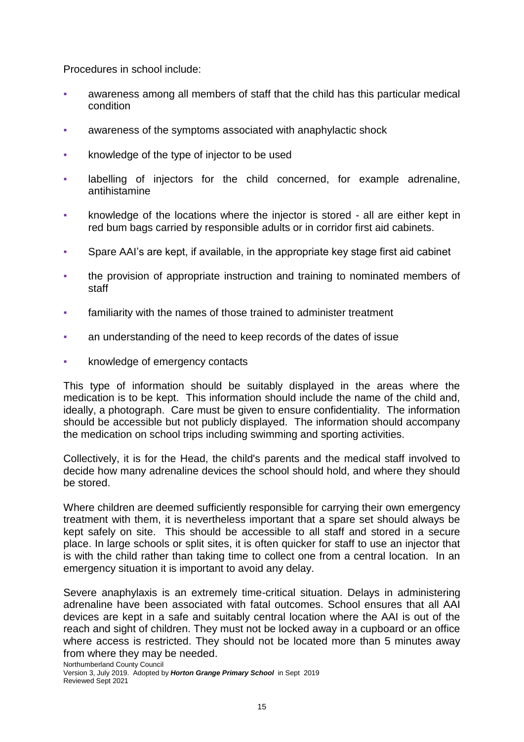Procedures in school include:

- awareness among all members of staff that the child has this particular medical condition
- awareness of the symptoms associated with anaphylactic shock
- knowledge of the type of injector to be used
- labelling of injectors for the child concerned, for example adrenaline, antihistamine
- knowledge of the locations where the injector is stored - all are either kept in red bum bags carried by responsible adults or in corridor first aid cabinets.
- Spare AAI's are kept, if available, in the appropriate key stage first aid cabinet
- the provision of appropriate instruction and training to nominated members of staff
- familiarity with the names of those trained to administer treatment
- an understanding of the need to keep records of the dates of issue
- knowledge of emergency contacts

This type of information should be suitably displayed in the areas where the medication is to be kept. This information should include the name of the child and, ideally, a photograph. Care must be given to ensure confidentiality. The information should be accessible but not publicly displayed. The information should accompany the medication on school trips including swimming and sporting activities.

Collectively, it is for the Head, the child's parents and the medical staff involved to decide how many adrenaline devices the school should hold, and where they should be stored.

Where children are deemed sufficiently responsible for carrying their own emergency treatment with them, it is nevertheless important that a spare set should always be kept safely on site. This should be accessible to all staff and stored in a secure place. In large schools or split sites, it is often quicker for staff to use an injector that is with the child rather than taking time to collect one from a central location. In an emergency situation it is important to avoid any delay.

Severe anaphylaxis is an extremely time-critical situation. Delays in administering adrenaline have been associated with fatal outcomes. School ensures that all AAI devices are kept in a safe and suitably central location where the AAI is out of the reach and sight of children. They must not be locked away in a cupboard or an office where access is restricted. They should not be located more than 5 minutes away from where they may be needed.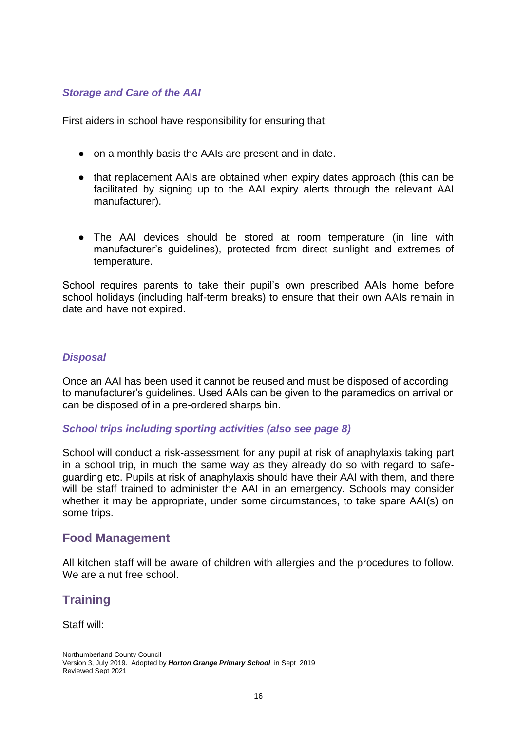### *Storage and Care of the AAI*

First aiders in school have responsibility for ensuring that:

- on a monthly basis the AAIs are present and in date.
- that replacement AAIs are obtained when expiry dates approach (this can be facilitated by signing up to the AAI expiry alerts through the relevant AAI manufacturer).
- The AAI devices should be stored at room temperature (in line with manufacturer's guidelines), protected from direct sunlight and extremes of temperature.

School requires parents to take their pupil's own prescribed AAIs home before school holidays (including half-term breaks) to ensure that their own AAIs remain in date and have not expired.

### *Disposal*

Once an AAI has been used it cannot be reused and must be disposed of according to manufacturer's guidelines. Used AAIs can be given to the paramedics on arrival or can be disposed of in a pre-ordered sharps bin.

### *School trips including sporting activities (also see page 8)*

School will conduct a risk-assessment for any pupil at risk of anaphylaxis taking part in a school trip, in much the same way as they already do so with regard to safe-guarding etc. Pupils at risk of anaphylaxis should have their AAI with them, and there will be staff trained to administer the AAI in an emergency. Schools may consider whether it may be appropriate, under some circumstances, to take spare AAI(s) on some trips.

## Food Management

All kitchen staff will be aware of children with allergies and the procedures to follow. We are a nut free school.

## Training

Staff will: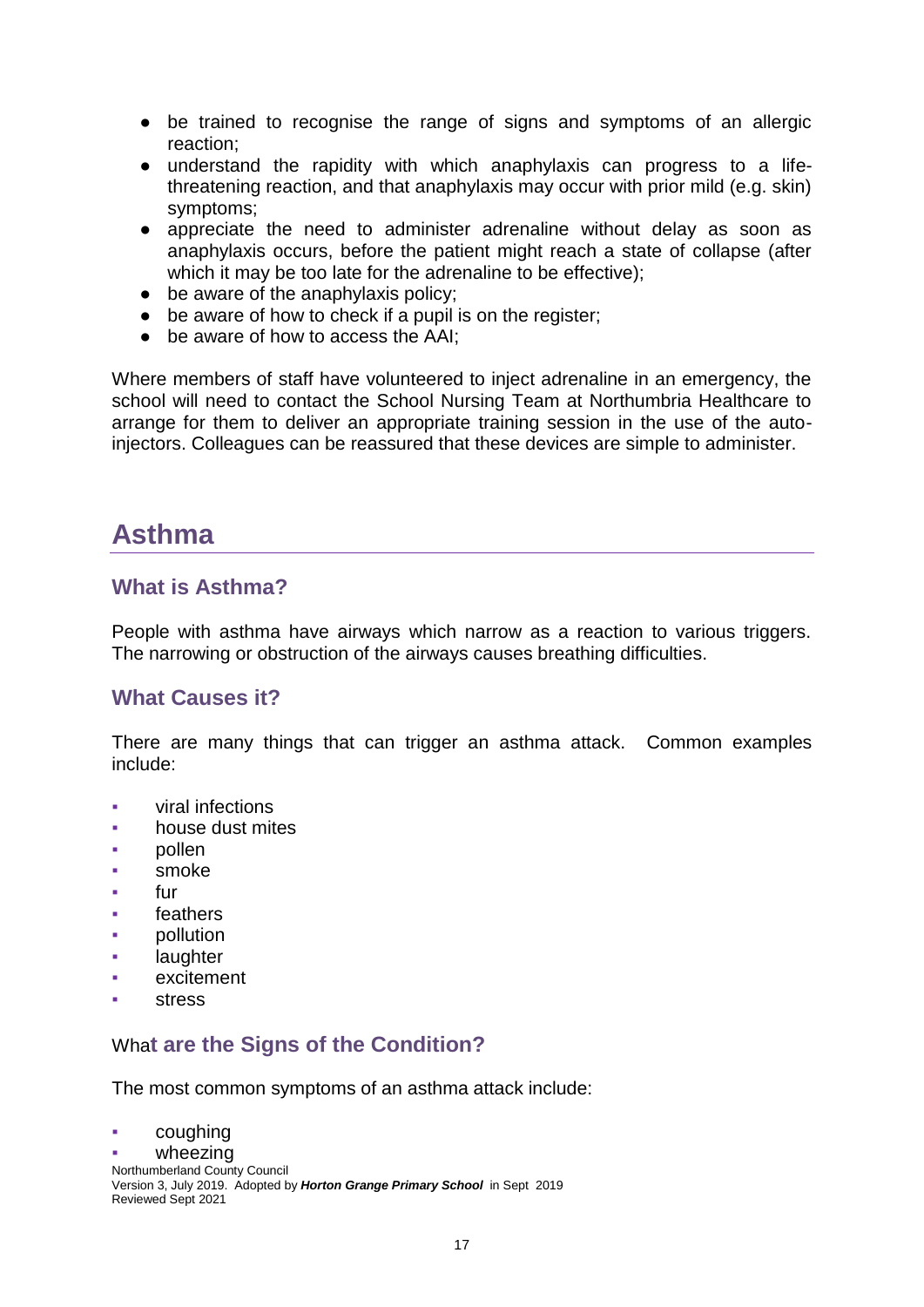- be trained to recognise the range of signs and symptoms of an allergic reaction;
- understand the rapidity with which anaphylaxis can progress to a life-threatening reaction, and that anaphylaxis may occur with prior mild (e.g. skin) symptoms;
- appreciate the need to administer adrenaline without delay as soon as anaphylaxis occurs, before the patient might reach a state of collapse (after which it may be too late for the adrenaline to be effective);
- be aware of the anaphylaxis policy;
- be aware of how to check if a pupil is on the register;
- be aware of how to access the AAI;

Where members of staff have volunteered to inject adrenaline in an emergency, the school will need to contact the School Nursing Team at Northumbria Healthcare to arrange for them to deliver an appropriate training session in the use of the auto-injectors. Colleagues can be reassured that these devices are simple to administer.

# Asthma

## What is Asthma?

People with asthma have airways which narrow as a reaction to various triggers. The narrowing or obstruction of the airways causes breathing difficulties.

## What Causes it?

There are many things that can trigger an asthma attack. Common examples include:

- viral infections
- house dust mites
- pollen
- smoke
- fur
- feathers
- pollution
- laughter
- excitement
- stress

## What are the Signs of the Condition?

The most common symptoms of an asthma attack include:

- coughing
- wheezing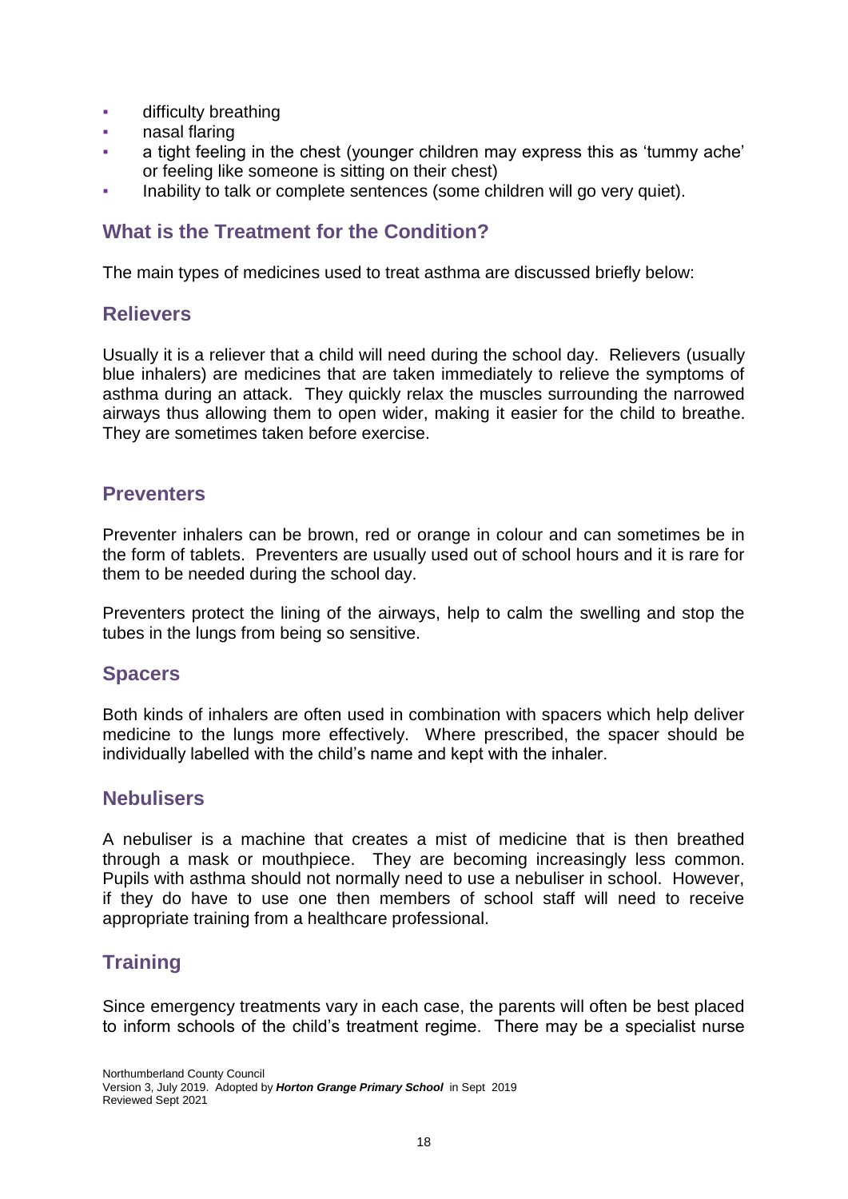- difficulty breathing
- nasal flaring
- a tight feeling in the chest (younger children may express this as 'tummy ache' or feeling like someone is sitting on their chest)
- Inability to talk or complete sentences (some children will go very quiet).

## What is the Treatment for the Condition?

The main types of medicines used to treat asthma are discussed briefly below:

## Relievers

Usually it is a reliever that a child will need during the school day. Relievers (usually blue inhalers) are medicines that are taken immediately to relieve the symptoms of asthma during an attack. They quickly relax the muscles surrounding the narrowed airways thus allowing them to open wider, making it easier for the child to breathe. They are sometimes taken before exercise.

## Preventers

Preventer inhalers can be brown, red or orange in colour and can sometimes be in the form of tablets. Preventers are usually used out of school hours and it is rare for them to be needed during the school day.

Preventers protect the lining of the airways, help to calm the swelling and stop the tubes in the lungs from being so sensitive.

## Spacers

Both kinds of inhalers are often used in combination with spacers which help deliver medicine to the lungs more effectively. Where prescribed, the spacer should be individually labelled with the child's name and kept with the inhaler.

## Nebulisers

A nebuliser is a machine that creates a mist of medicine that is then breathed through a mask or mouthpiece. They are becoming increasingly less common. Pupils with asthma should not normally need to use a nebuliser in school. However, if they do have to use one then members of school staff will need to receive appropriate training from a healthcare professional.

## Training

Since emergency treatments vary in each case, the parents will often be best placed to inform schools of the child's treatment regime. There may be a specialist nurse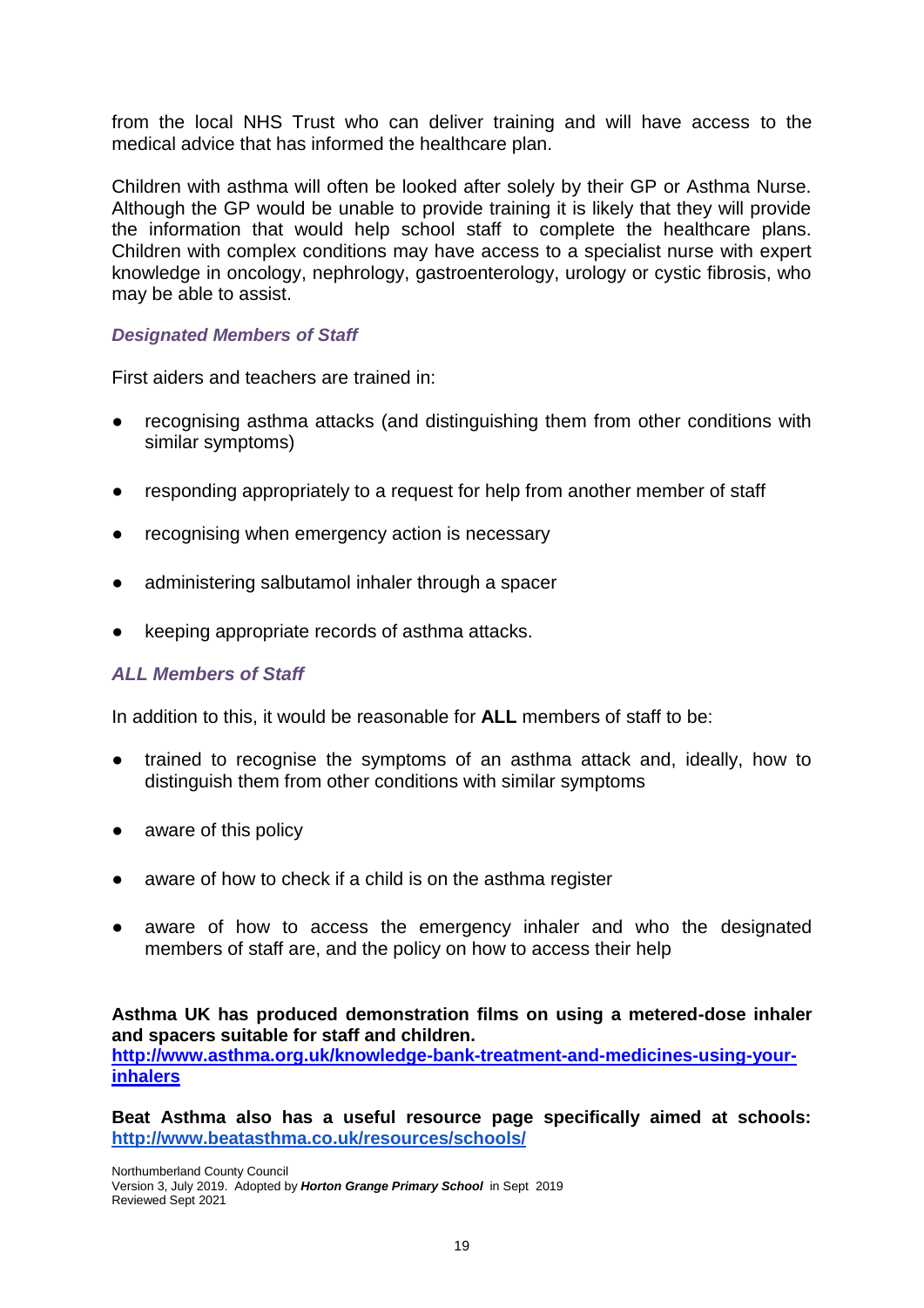from the local NHS Trust who can deliver training and will have access to the medical advice that has informed the healthcare plan.

Children with asthma will often be looked after solely by their GP or Asthma Nurse. Although the GP would be unable to provide training it is likely that they will provide the information that would help school staff to complete the healthcare plans. Children with complex conditions may have access to a specialist nurse with expert knowledge in oncology, nephrology, gastroenterology, urology or cystic fibrosis, who may be able to assist.

### *Designated Members of Staff*

First aiders and teachers are trained in:

- recognising asthma attacks (and distinguishing them from other conditions with similar symptoms)
- responding appropriately to a request for help from another member of staff
- recognising when emergency action is necessary
- administering salbutamol inhaler through a spacer
- keeping appropriate records of asthma attacks.

### *ALL Members of Staff*

In addition to this, it would be reasonable for **ALL** members of staff to be:

- trained to recognise the symptoms of an asthma attack and, ideally, how to distinguish them from other conditions with similar symptoms
- aware of this policy
- aware of how to check if a child is on the asthma register
- aware of how to access the emergency inhaler and who the designated members of staff are, and the policy on how to access their help

**Asthma UK has produced demonstration films on using a metered-dose inhaler and spacers suitable for staff and children.**
**[http://www.asthma.org.uk/knowledge-bank-treatment-and-medicines-using-your-inhalers](http://www.asthma.org.uk/knowledge-bank-treatment-and-medicines-using-your-inhalers)**

**Beat Asthma also has a useful resource page specifically aimed at schools: [http://www.beatasthma.co.uk/resources/schools/](http://www.beatasthma.co.uk/resources/schools/)**

Northumberland County Council
Version 3, July 2019. Adopted by ***Horton Grange Primary School*** in Sept 2019
Reviewed Sept 2021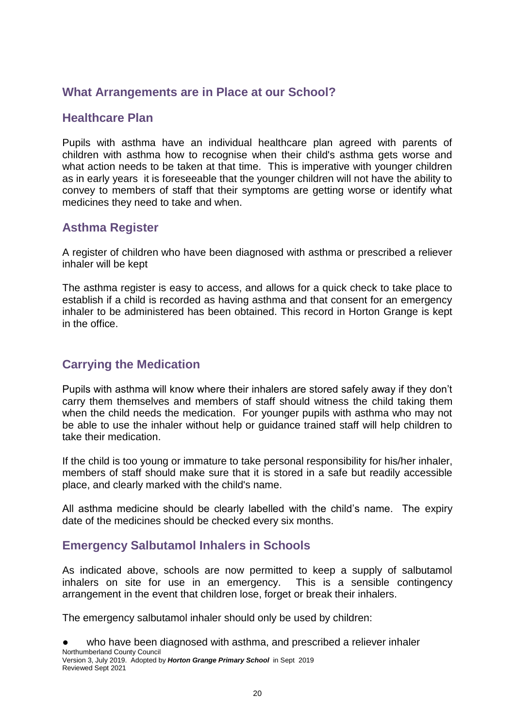## What Arrangements are in Place at our School?

### Healthcare Plan

Pupils with asthma have an individual healthcare plan agreed with parents of children with asthma how to recognise when their child's asthma gets worse and what action needs to be taken at that time. This is imperative with younger children as in early years it is foreseeable that the younger children will not have the ability to convey to members of staff that their symptoms are getting worse or identify what medicines they need to take and when.

### Asthma Register

A register of children who have been diagnosed with asthma or prescribed a reliever inhaler will be kept

The asthma register is easy to access, and allows for a quick check to take place to establish if a child is recorded as having asthma and that consent for an emergency inhaler to be administered has been obtained. This record in Horton Grange is kept in the office.

### Carrying the Medication

Pupils with asthma will know where their inhalers are stored safely away if they don't carry them themselves and members of staff should witness the child taking them when the child needs the medication. For younger pupils with asthma who may not be able to use the inhaler without help or guidance trained staff will help children to take their medication.

If the child is too young or immature to take personal responsibility for his/her inhaler, members of staff should make sure that it is stored in a safe but readily accessible place, and clearly marked with the child's name.

All asthma medicine should be clearly labelled with the child's name. The expiry date of the medicines should be checked every six months.

### Emergency Salbutamol Inhalers in Schools

As indicated above, schools are now permitted to keep a supply of salbutamol inhalers on site for use in an emergency. This is a sensible contingency arrangement in the event that children lose, forget or break their inhalers.

The emergency salbutamol inhaler should only be used by children:

- who have been diagnosed with asthma, and prescribed a reliever inhaler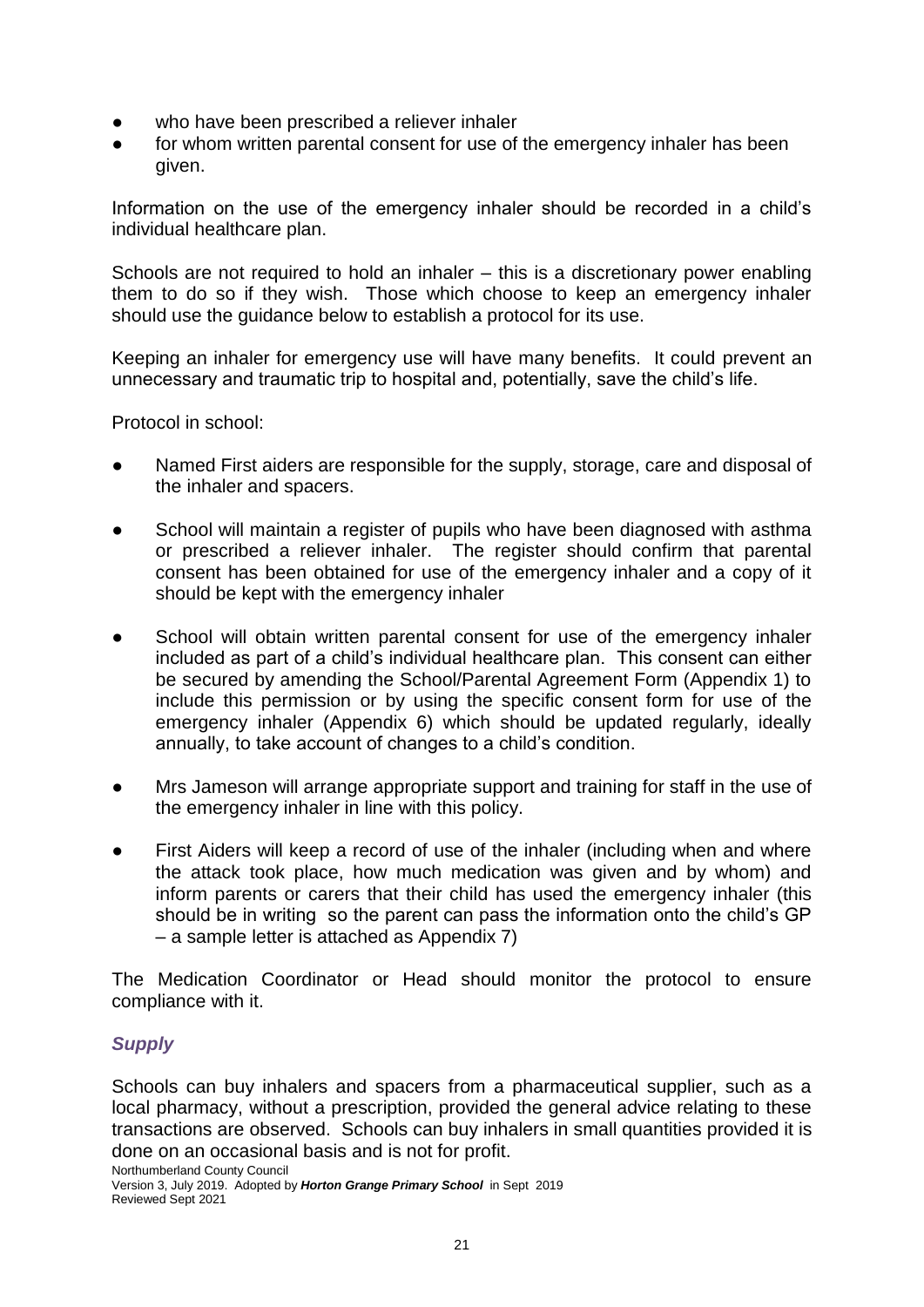- who have been prescribed a reliever inhaler
- for whom written parental consent for use of the emergency inhaler has been given.

Information on the use of the emergency inhaler should be recorded in a child's individual healthcare plan.

Schools are not required to hold an inhaler – this is a discretionary power enabling them to do so if they wish. Those which choose to keep an emergency inhaler should use the guidance below to establish a protocol for its use.

Keeping an inhaler for emergency use will have many benefits. It could prevent an unnecessary and traumatic trip to hospital and, potentially, save the child's life.

Protocol in school:

- Named First aiders are responsible for the supply, storage, care and disposal of the inhaler and spacers.

- School will maintain a register of pupils who have been diagnosed with asthma or prescribed a reliever inhaler. The register should confirm that parental consent has been obtained for use of the emergency inhaler and a copy of it should be kept with the emergency inhaler

- School will obtain written parental consent for use of the emergency inhaler included as part of a child's individual healthcare plan. This consent can either be secured by amending the School/Parental Agreement Form (Appendix 1) to include this permission or by using the specific consent form for use of the emergency inhaler (Appendix 6) which should be updated regularly, ideally annually, to take account of changes to a child's condition.

- Mrs Jameson will arrange appropriate support and training for staff in the use of the emergency inhaler in line with this policy.

- First Aiders will keep a record of use of the inhaler (including when and where the attack took place, how much medication was given and by whom) and inform parents or carers that their child has used the emergency inhaler (this should be in writing so the parent can pass the information onto the child's GP – a sample letter is attached as Appendix 7)

The Medication Coordinator or Head should monitor the protocol to ensure compliance with it.

### *Supply*

Schools can buy inhalers and spacers from a pharmaceutical supplier, such as a local pharmacy, without a prescription, provided the general advice relating to these transactions are observed. Schools can buy inhalers in small quantities provided it is done on an occasional basis and is not for profit.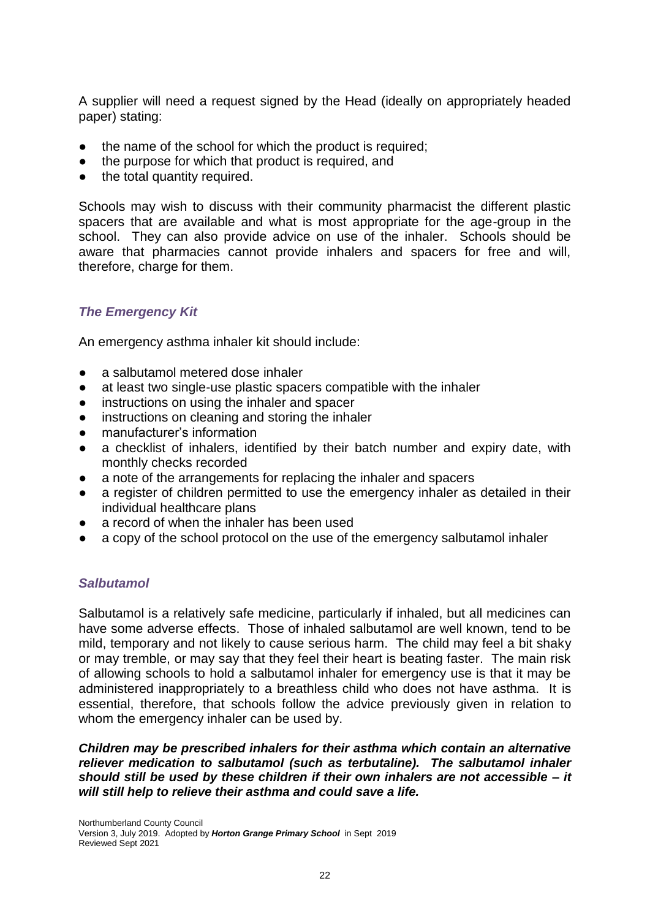A supplier will need a request signed by the Head (ideally on appropriately headed paper) stating:

- the name of the school for which the product is required;
- the purpose for which that product is required, and
- the total quantity required.

Schools may wish to discuss with their community pharmacist the different plastic spacers that are available and what is most appropriate for the age-group in the school. They can also provide advice on use of the inhaler. Schools should be aware that pharmacies cannot provide inhalers and spacers for free and will, therefore, charge for them.

### *The Emergency Kit*

An emergency asthma inhaler kit should include:

- a salbutamol metered dose inhaler
- at least two single-use plastic spacers compatible with the inhaler
- instructions on using the inhaler and spacer
- instructions on cleaning and storing the inhaler
- manufacturer's information
- a checklist of inhalers, identified by their batch number and expiry date, with monthly checks recorded
- a note of the arrangements for replacing the inhaler and spacers
- a register of children permitted to use the emergency inhaler as detailed in their individual healthcare plans
- a record of when the inhaler has been used
- a copy of the school protocol on the use of the emergency salbutamol inhaler

### *Salbutamol*

Salbutamol is a relatively safe medicine, particularly if inhaled, but all medicines can have some adverse effects. Those of inhaled salbutamol are well known, tend to be mild, temporary and not likely to cause serious harm. The child may feel a bit shaky or may tremble, or may say that they feel their heart is beating faster. The main risk of allowing schools to hold a salbutamol inhaler for emergency use is that it may be administered inappropriately to a breathless child who does not have asthma. It is essential, therefore, that schools follow the advice previously given in relation to whom the emergency inhaler can be used by.

***Children may be prescribed inhalers for their asthma which contain an alternative reliever medication to salbutamol (such as terbutaline). The salbutamol inhaler should still be used by these children if their own inhalers are not accessible – it will still help to relieve their asthma and could save a life.***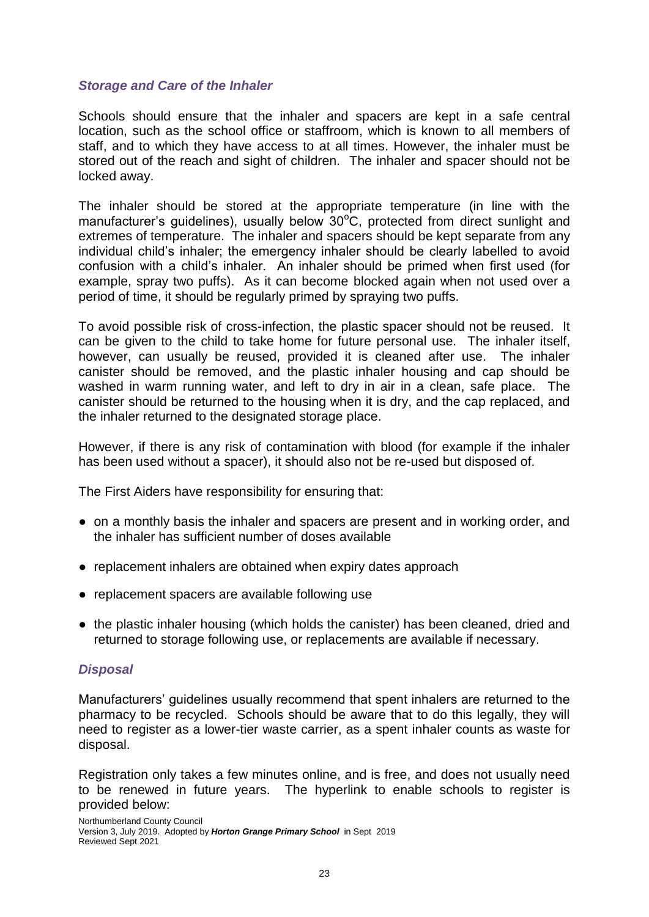### *Storage and Care of the Inhaler*

Schools should ensure that the inhaler and spacers are kept in a safe central location, such as the school office or staffroom, which is known to all members of staff, and to which they have access to at all times. However, the inhaler must be stored out of the reach and sight of children. The inhaler and spacer should not be locked away.

The inhaler should be stored at the appropriate temperature (in line with the manufacturer's guidelines), usually below 30°C, protected from direct sunlight and extremes of temperature. The inhaler and spacers should be kept separate from any individual child's inhaler; the emergency inhaler should be clearly labelled to avoid confusion with a child's inhaler. An inhaler should be primed when first used (for example, spray two puffs). As it can become blocked again when not used over a period of time, it should be regularly primed by spraying two puffs.

To avoid possible risk of cross-infection, the plastic spacer should not be reused. It can be given to the child to take home for future personal use. The inhaler itself, however, can usually be reused, provided it is cleaned after use. The inhaler canister should be removed, and the plastic inhaler housing and cap should be washed in warm running water, and left to dry in air in a clean, safe place. The canister should be returned to the housing when it is dry, and the cap replaced, and the inhaler returned to the designated storage place.

However, if there is any risk of contamination with blood (for example if the inhaler has been used without a spacer), it should also not be re-used but disposed of.

The First Aiders have responsibility for ensuring that:

- on a monthly basis the inhaler and spacers are present and in working order, and the inhaler has sufficient number of doses available
- replacement inhalers are obtained when expiry dates approach
- replacement spacers are available following use
- the plastic inhaler housing (which holds the canister) has been cleaned, dried and returned to storage following use, or replacements are available if necessary.

### *Disposal*

Manufacturers' guidelines usually recommend that spent inhalers are returned to the pharmacy to be recycled. Schools should be aware that to do this legally, they will need to register as a lower-tier waste carrier, as a spent inhaler counts as waste for disposal.

Registration only takes a few minutes online, and is free, and does not usually need to be renewed in future years. The hyperlink to enable schools to register is provided below: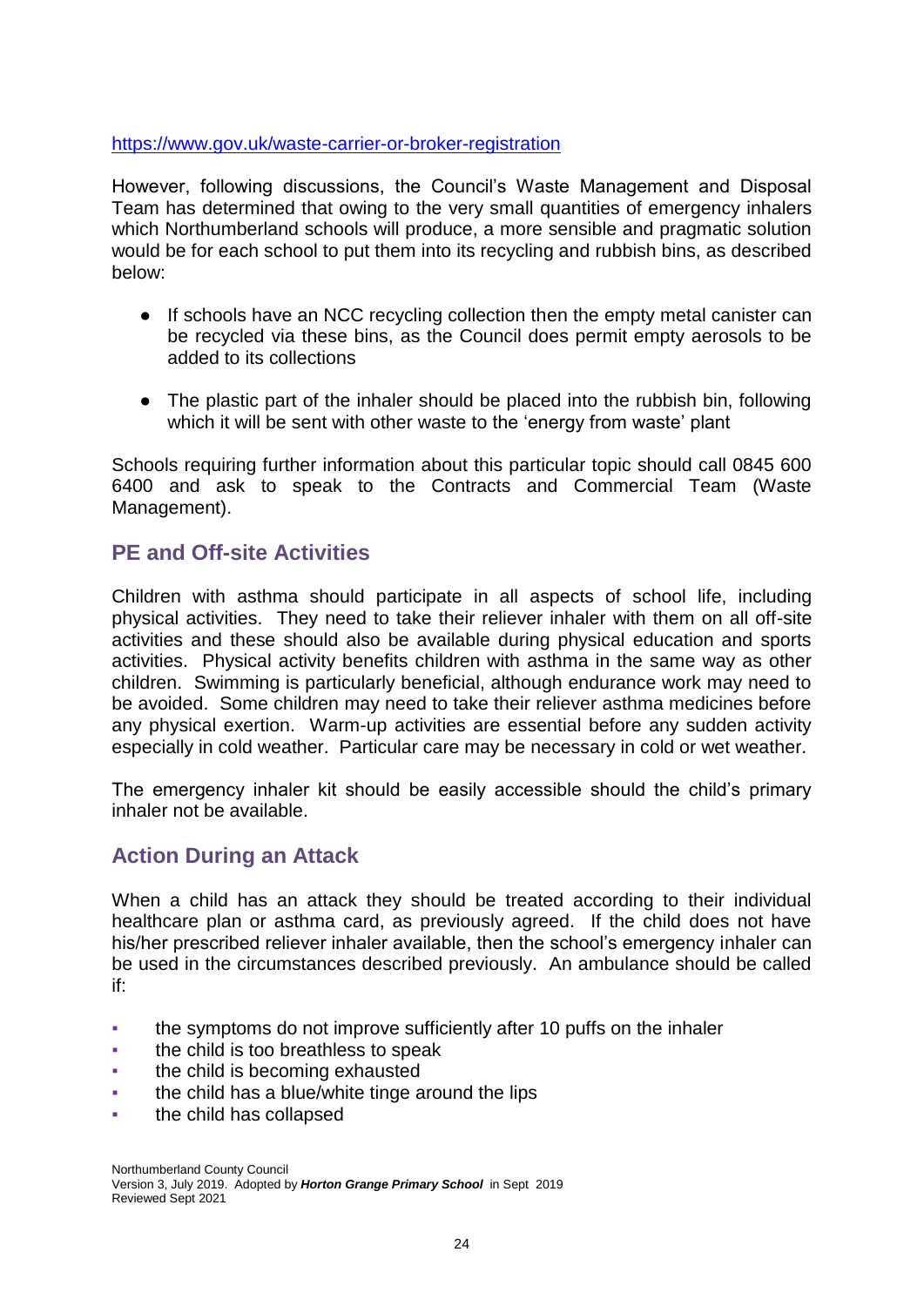https://www.gov.uk/waste-carrier-or-broker-registration

However, following discussions, the Council's Waste Management and Disposal Team has determined that owing to the very small quantities of emergency inhalers which Northumberland schools will produce, a more sensible and pragmatic solution would be for each school to put them into its recycling and rubbish bins, as described below:

- If schools have an NCC recycling collection then the empty metal canister can be recycled via these bins, as the Council does permit empty aerosols to be added to its collections
- The plastic part of the inhaler should be placed into the rubbish bin, following which it will be sent with other waste to the 'energy from waste' plant

Schools requiring further information about this particular topic should call 0845 600 6400 and ask to speak to the Contracts and Commercial Team (Waste Management).

## PE and Off-site Activities

Children with asthma should participate in all aspects of school life, including physical activities. They need to take their reliever inhaler with them on all off-site activities and these should also be available during physical education and sports activities. Physical activity benefits children with asthma in the same way as other children. Swimming is particularly beneficial, although endurance work may need to be avoided. Some children may need to take their reliever asthma medicines before any physical exertion. Warm-up activities are essential before any sudden activity especially in cold weather. Particular care may be necessary in cold or wet weather.

The emergency inhaler kit should be easily accessible should the child's primary inhaler not be available.

## Action During an Attack

When a child has an attack they should be treated according to their individual healthcare plan or asthma card, as previously agreed. If the child does not have his/her prescribed reliever inhaler available, then the school's emergency inhaler can be used in the circumstances described previously. An ambulance should be called if:

- the symptoms do not improve sufficiently after 10 puffs on the inhaler
- the child is too breathless to speak
- the child is becoming exhausted
- the child has a blue/white tinge around the lips
- the child has collapsed

Northumberland County Council
Version 3, July 2019. Adopted by ***Horton Grange Primary School*** in Sept 2019
Reviewed Sept 2021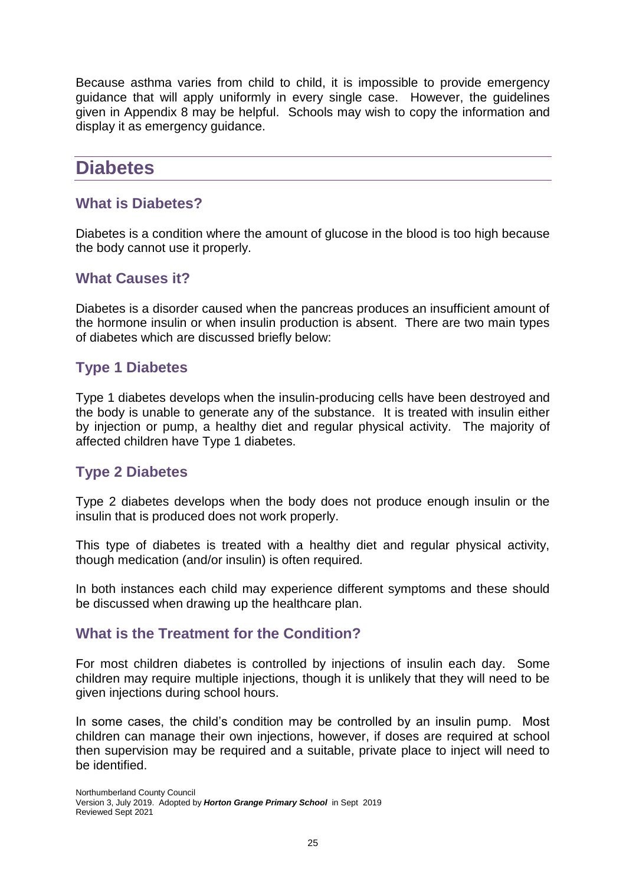Because asthma varies from child to child, it is impossible to provide emergency guidance that will apply uniformly in every single case. However, the guidelines given in Appendix 8 may be helpful. Schools may wish to copy the information and display it as emergency guidance.

# Diabetes

## What is Diabetes?

Diabetes is a condition where the amount of glucose in the blood is too high because the body cannot use it properly.

## What Causes it?

Diabetes is a disorder caused when the pancreas produces an insufficient amount of the hormone insulin or when insulin production is absent. There are two main types of diabetes which are discussed briefly below:

## Type 1 Diabetes

Type 1 diabetes develops when the insulin-producing cells have been destroyed and the body is unable to generate any of the substance. It is treated with insulin either by injection or pump, a healthy diet and regular physical activity. The majority of affected children have Type 1 diabetes.

## Type 2 Diabetes

Type 2 diabetes develops when the body does not produce enough insulin or the insulin that is produced does not work properly.

This type of diabetes is treated with a healthy diet and regular physical activity, though medication (and/or insulin) is often required.

In both instances each child may experience different symptoms and these should be discussed when drawing up the healthcare plan.

## What is the Treatment for the Condition?

For most children diabetes is controlled by injections of insulin each day. Some children may require multiple injections, though it is unlikely that they will need to be given injections during school hours.

In some cases, the child's condition may be controlled by an insulin pump. Most children can manage their own injections, however, if doses are required at school then supervision may be required and a suitable, private place to inject will need to be identified.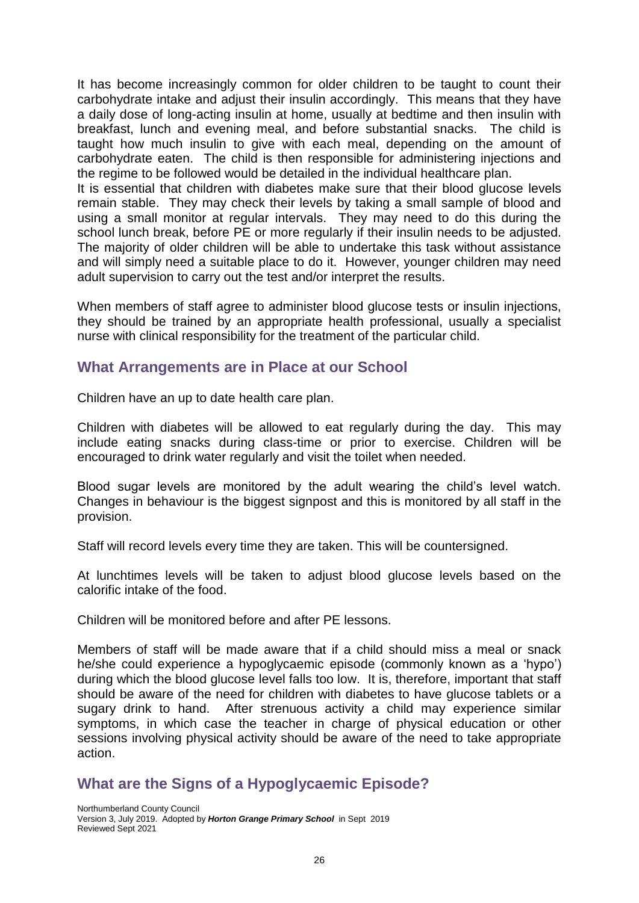It has become increasingly common for older children to be taught to count their carbohydrate intake and adjust their insulin accordingly. This means that they have a daily dose of long-acting insulin at home, usually at bedtime and then insulin with breakfast, lunch and evening meal, and before substantial snacks. The child is taught how much insulin to give with each meal, depending on the amount of carbohydrate eaten. The child is then responsible for administering injections and the regime to be followed would be detailed in the individual healthcare plan.
It is essential that children with diabetes make sure that their blood glucose levels remain stable. They may check their levels by taking a small sample of blood and using a small monitor at regular intervals. They may need to do this during the school lunch break, before PE or more regularly if their insulin needs to be adjusted. The majority of older children will be able to undertake this task without assistance and will simply need a suitable place to do it. However, younger children may need adult supervision to carry out the test and/or interpret the results.

When members of staff agree to administer blood glucose tests or insulin injections, they should be trained by an appropriate health professional, usually a specialist nurse with clinical responsibility for the treatment of the particular child.

## What Arrangements are in Place at our School

Children have an up to date health care plan.

Children with diabetes will be allowed to eat regularly during the day. This may include eating snacks during class-time or prior to exercise. Children will be encouraged to drink water regularly and visit the toilet when needed.

Blood sugar levels are monitored by the adult wearing the child's level watch. Changes in behaviour is the biggest signpost and this is monitored by all staff in the provision.

Staff will record levels every time they are taken. This will be countersigned.

At lunchtimes levels will be taken to adjust blood glucose levels based on the calorific intake of the food.

Children will be monitored before and after PE lessons.

Members of staff will be made aware that if a child should miss a meal or snack he/she could experience a hypoglycaemic episode (commonly known as a 'hypo') during which the blood glucose level falls too low. It is, therefore, important that staff should be aware of the need for children with diabetes to have glucose tablets or a sugary drink to hand. After strenuous activity a child may experience similar symptoms, in which case the teacher in charge of physical education or other sessions involving physical activity should be aware of the need to take appropriate action.

## What are the Signs of a Hypoglycaemic Episode?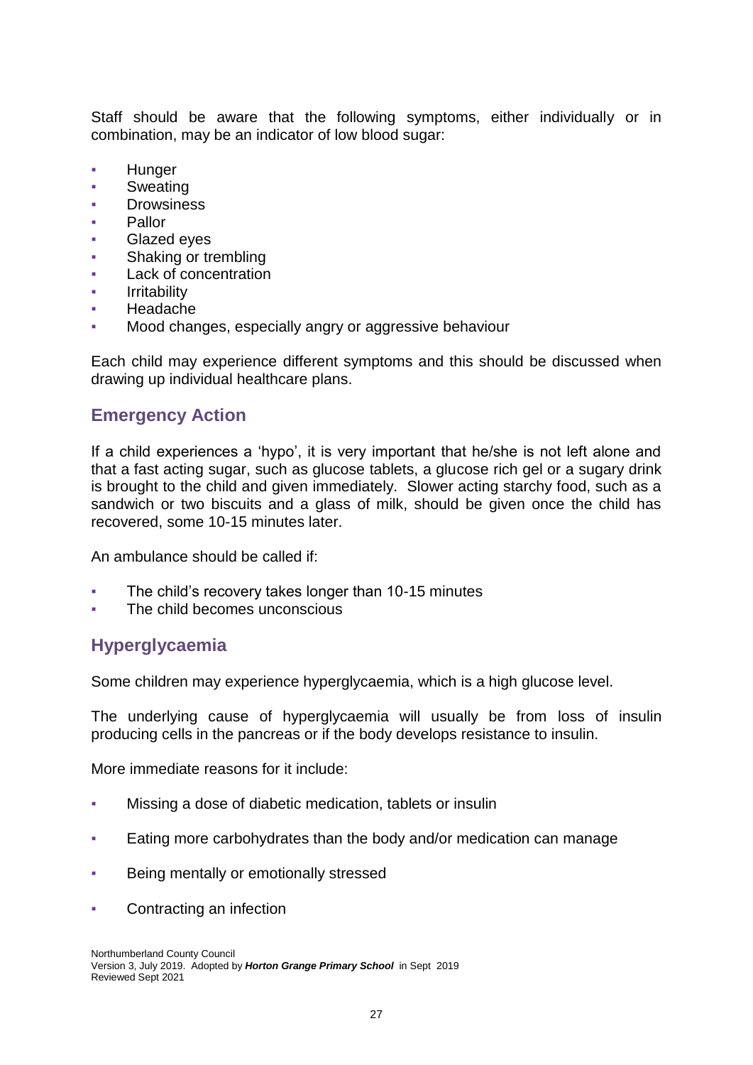Staff should be aware that the following symptoms, either individually or in combination, may be an indicator of low blood sugar:

- Hunger
- Sweating
- Drowsiness
- Pallor
- Glazed eyes
- Shaking or trembling
- Lack of concentration
- Irritability
- Headache
- Mood changes, especially angry or aggressive behaviour

Each child may experience different symptoms and this should be discussed when drawing up individual healthcare plans.

## Emergency Action

If a child experiences a 'hypo', it is very important that he/she is not left alone and that a fast acting sugar, such as glucose tablets, a glucose rich gel or a sugary drink is brought to the child and given immediately. Slower acting starchy food, such as a sandwich or two biscuits and a glass of milk, should be given once the child has recovered, some 10-15 minutes later.

An ambulance should be called if:

- The child's recovery takes longer than 10-15 minutes
- The child becomes unconscious

## Hyperglycaemia

Some children may experience hyperglycaemia, which is a high glucose level.

The underlying cause of hyperglycaemia will usually be from loss of insulin producing cells in the pancreas or if the body develops resistance to insulin.

More immediate reasons for it include:

- Missing a dose of diabetic medication, tablets or insulin
- Eating more carbohydrates than the body and/or medication can manage
- Being mentally or emotionally stressed
- Contracting an infection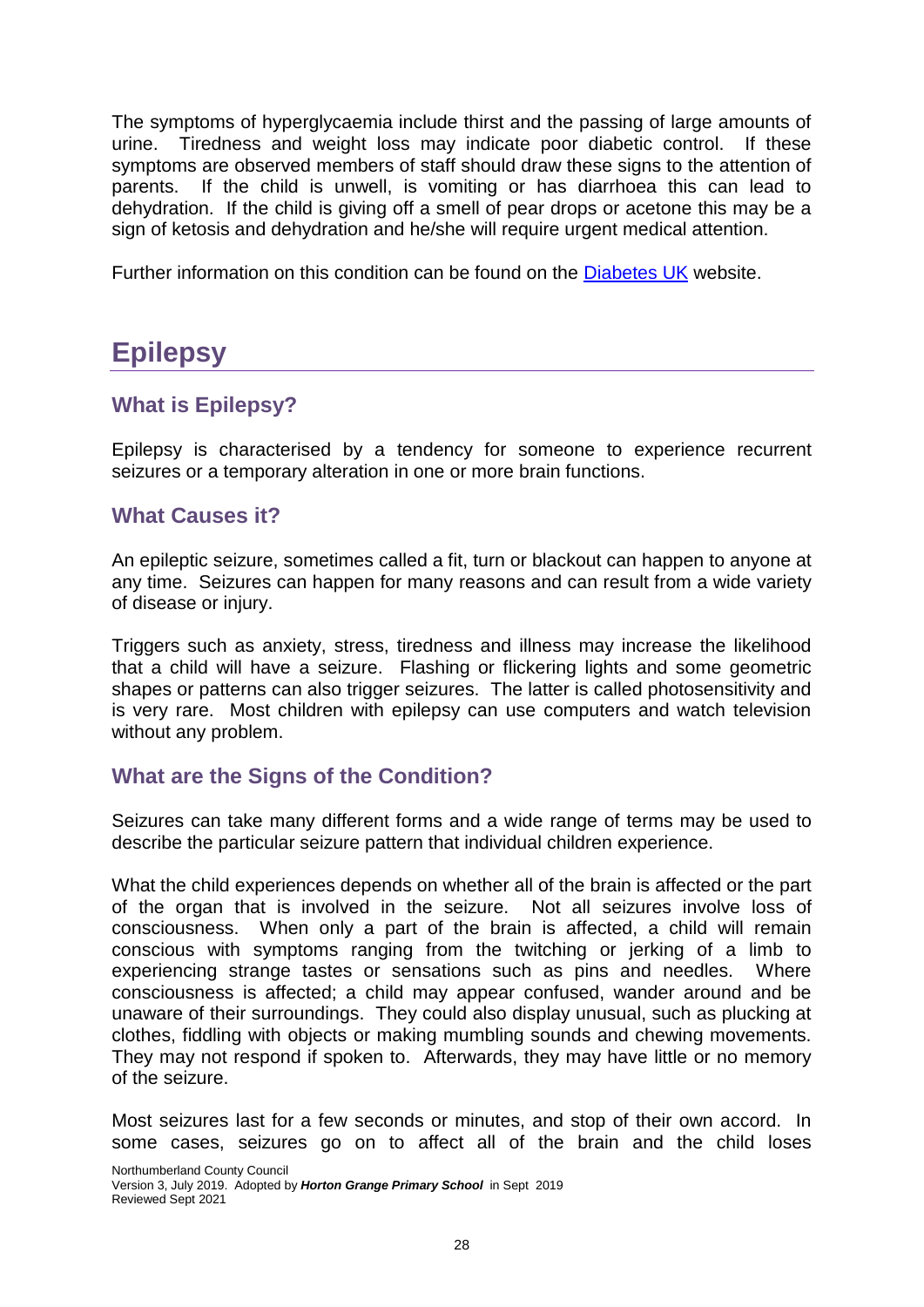The symptoms of hyperglycaemia include thirst and the passing of large amounts of urine. Tiredness and weight loss may indicate poor diabetic control. If these symptoms are observed members of staff should draw these signs to the attention of parents. If the child is unwell, is vomiting or has diarrhoea this can lead to dehydration. If the child is giving off a smell of pear drops or acetone this may be a sign of ketosis and dehydration and he/she will require urgent medical attention.

Further information on this condition can be found on the Diabetes UK website.

# Epilepsy

## What is Epilepsy?

Epilepsy is characterised by a tendency for someone to experience recurrent seizures or a temporary alteration in one or more brain functions.

## What Causes it?

An epileptic seizure, sometimes called a fit, turn or blackout can happen to anyone at any time. Seizures can happen for many reasons and can result from a wide variety of disease or injury.

Triggers such as anxiety, stress, tiredness and illness may increase the likelihood that a child will have a seizure. Flashing or flickering lights and some geometric shapes or patterns can also trigger seizures. The latter is called photosensitivity and is very rare. Most children with epilepsy can use computers and watch television without any problem.

## What are the Signs of the Condition?

Seizures can take many different forms and a wide range of terms may be used to describe the particular seizure pattern that individual children experience.

What the child experiences depends on whether all of the brain is affected or the part of the organ that is involved in the seizure. Not all seizures involve loss of consciousness. When only a part of the brain is affected, a child will remain conscious with symptoms ranging from the twitching or jerking of a limb to experiencing strange tastes or sensations such as pins and needles. Where consciousness is affected; a child may appear confused, wander around and be unaware of their surroundings. They could also display unusual, such as plucking at clothes, fiddling with objects or making mumbling sounds and chewing movements. They may not respond if spoken to. Afterwards, they may have little or no memory of the seizure.

Most seizures last for a few seconds or minutes, and stop of their own accord. In some cases, seizures go on to affect all of the brain and the child loses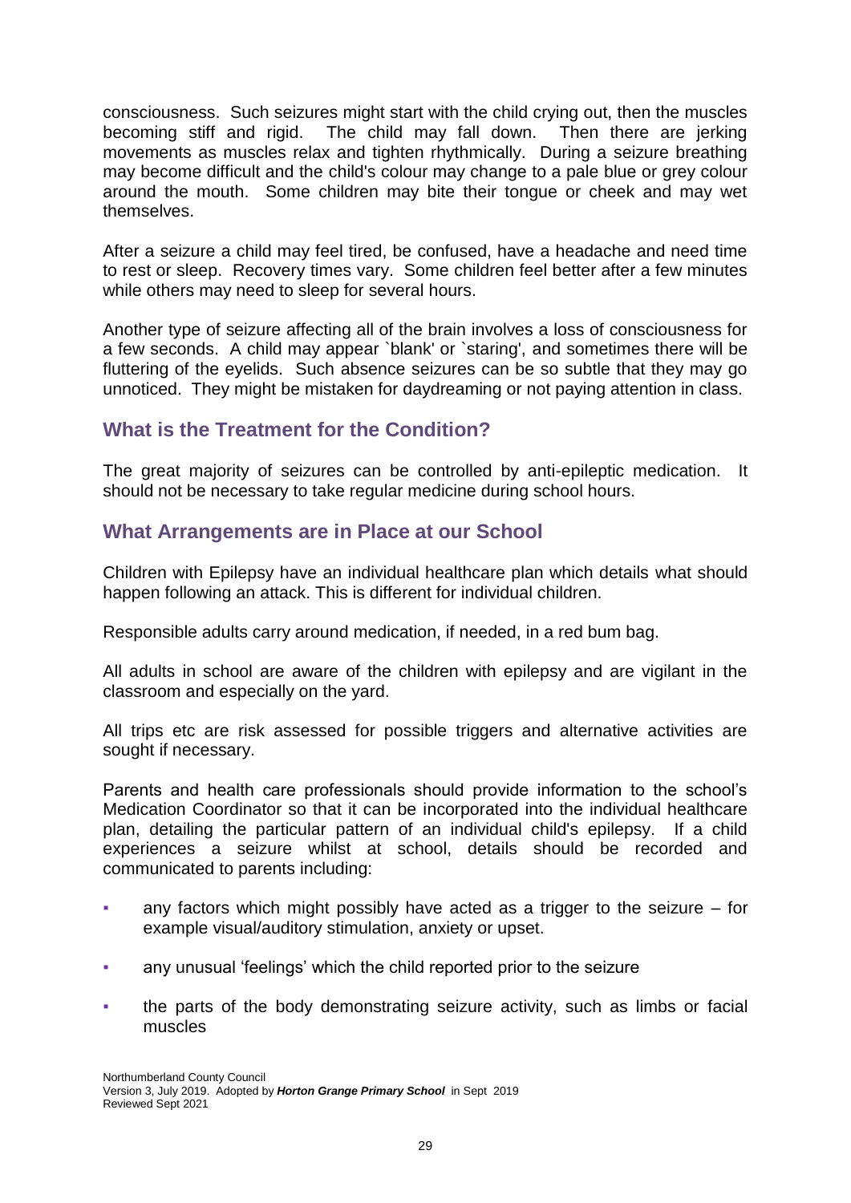consciousness. Such seizures might start with the child crying out, then the muscles becoming stiff and rigid. The child may fall down. Then there are jerking movements as muscles relax and tighten rhythmically. During a seizure breathing may become difficult and the child's colour may change to a pale blue or grey colour around the mouth. Some children may bite their tongue or cheek and may wet themselves.

After a seizure a child may feel tired, be confused, have a headache and need time to rest or sleep. Recovery times vary. Some children feel better after a few minutes while others may need to sleep for several hours.

Another type of seizure affecting all of the brain involves a loss of consciousness for a few seconds. A child may appear `blank' or `staring', and sometimes there will be fluttering of the eyelids. Such absence seizures can be so subtle that they may go unnoticed. They might be mistaken for daydreaming or not paying attention in class.

## What is the Treatment for the Condition?

The great majority of seizures can be controlled by anti-epileptic medication. It should not be necessary to take regular medicine during school hours.

## What Arrangements are in Place at our School

Children with Epilepsy have an individual healthcare plan which details what should happen following an attack. This is different for individual children.

Responsible adults carry around medication, if needed, in a red bum bag.

All adults in school are aware of the children with epilepsy and are vigilant in the classroom and especially on the yard.

All trips etc are risk assessed for possible triggers and alternative activities are sought if necessary.

Parents and health care professionals should provide information to the school's Medication Coordinator so that it can be incorporated into the individual healthcare plan, detailing the particular pattern of an individual child's epilepsy. If a child experiences a seizure whilst at school, details should be recorded and communicated to parents including:

- any factors which might possibly have acted as a trigger to the seizure – for example visual/auditory stimulation, anxiety or upset.
- any unusual 'feelings' which the child reported prior to the seizure
- the parts of the body demonstrating seizure activity, such as limbs or facial muscles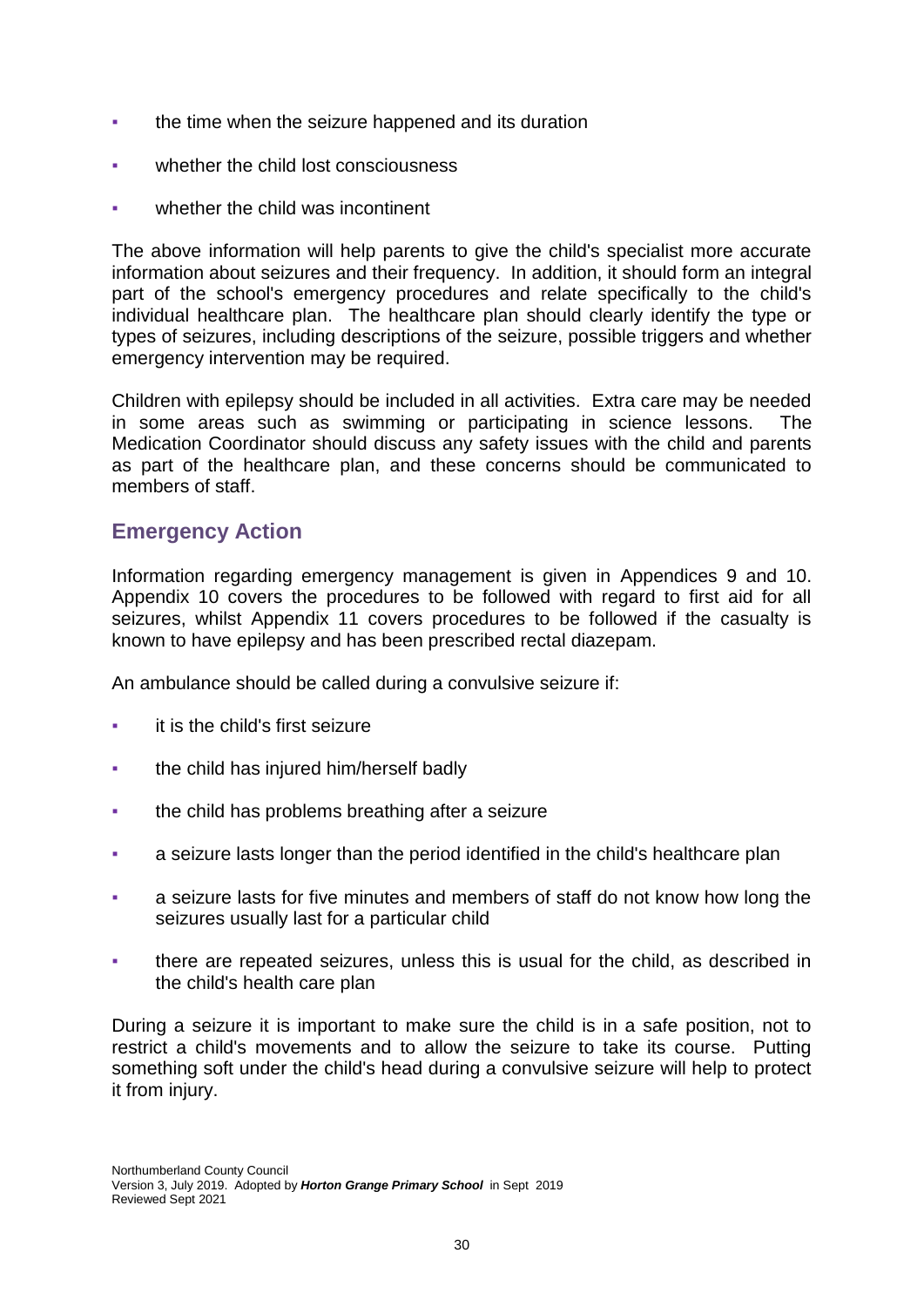- the time when the seizure happened and its duration
- whether the child lost consciousness
- whether the child was incontinent

The above information will help parents to give the child's specialist more accurate information about seizures and their frequency. In addition, it should form an integral part of the school's emergency procedures and relate specifically to the child's individual healthcare plan. The healthcare plan should clearly identify the type or types of seizures, including descriptions of the seizure, possible triggers and whether emergency intervention may be required.

Children with epilepsy should be included in all activities. Extra care may be needed in some areas such as swimming or participating in science lessons. The Medication Coordinator should discuss any safety issues with the child and parents as part of the healthcare plan, and these concerns should be communicated to members of staff.

## Emergency Action

Information regarding emergency management is given in Appendices 9 and 10. Appendix 10 covers the procedures to be followed with regard to first aid for all seizures, whilst Appendix 11 covers procedures to be followed if the casualty is known to have epilepsy and has been prescribed rectal diazepam.

An ambulance should be called during a convulsive seizure if:

- it is the child's first seizure
- the child has injured him/herself badly
- the child has problems breathing after a seizure
- a seizure lasts longer than the period identified in the child's healthcare plan
- a seizure lasts for five minutes and members of staff do not know how long the seizures usually last for a particular child
- there are repeated seizures, unless this is usual for the child, as described in the child's health care plan

During a seizure it is important to make sure the child is in a safe position, not to restrict a child's movements and to allow the seizure to take its course. Putting something soft under the child's head during a convulsive seizure will help to protect it from injury.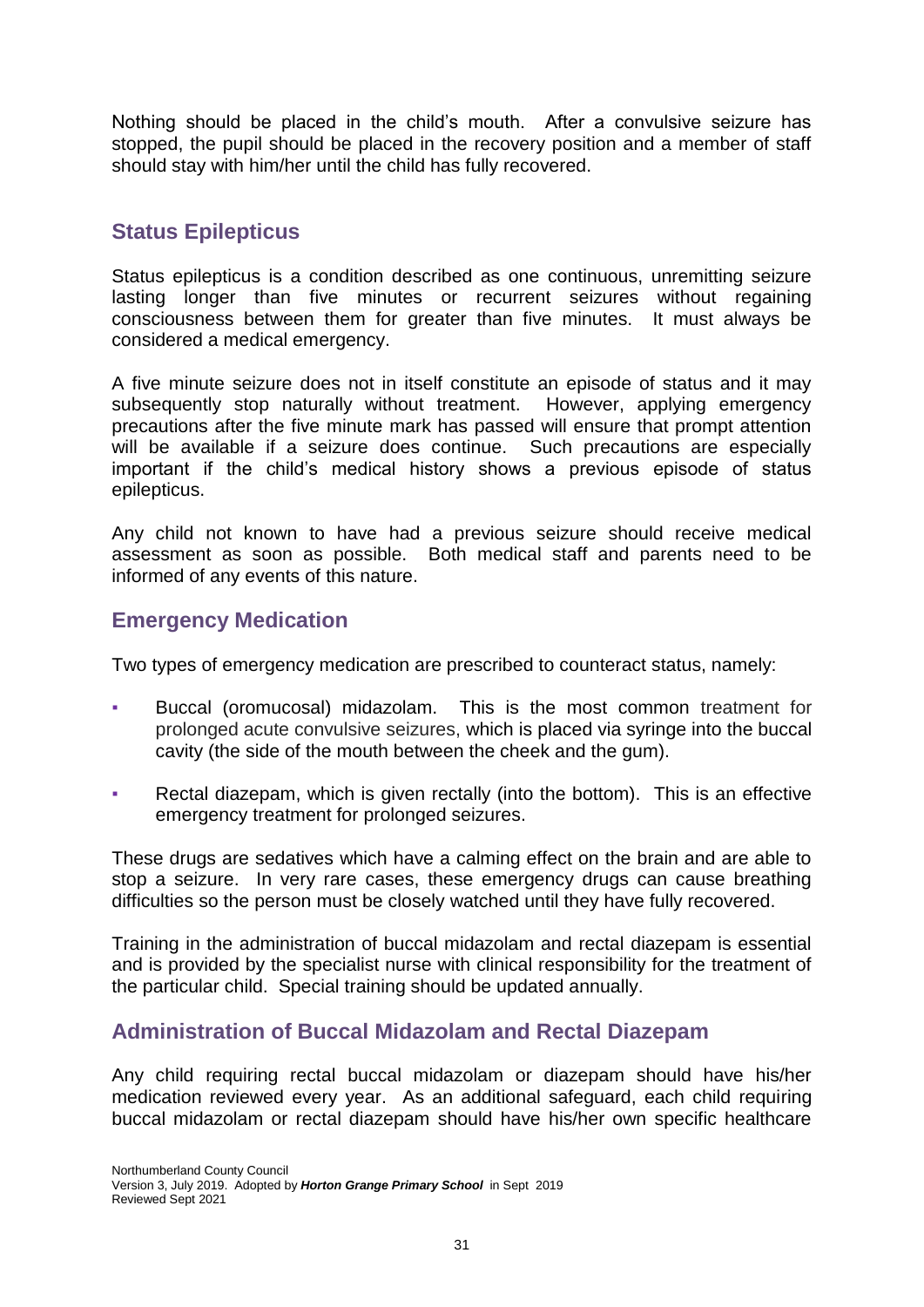Nothing should be placed in the child's mouth. After a convulsive seizure has stopped, the pupil should be placed in the recovery position and a member of staff should stay with him/her until the child has fully recovered.

## Status Epilepticus

Status epilepticus is a condition described as one continuous, unremitting seizure lasting longer than five minutes or recurrent seizures without regaining consciousness between them for greater than five minutes. It must always be considered a medical emergency.

A five minute seizure does not in itself constitute an episode of status and it may subsequently stop naturally without treatment. However, applying emergency precautions after the five minute mark has passed will ensure that prompt attention will be available if a seizure does continue. Such precautions are especially important if the child's medical history shows a previous episode of status epilepticus.

Any child not known to have had a previous seizure should receive medical assessment as soon as possible. Both medical staff and parents need to be informed of any events of this nature.

## Emergency Medication

Two types of emergency medication are prescribed to counteract status, namely:

- Buccal (oromucosal) midazolam. This is the most common treatment for prolonged acute convulsive seizures, which is placed via syringe into the buccal cavity (the side of the mouth between the cheek and the gum).
- Rectal diazepam, which is given rectally (into the bottom). This is an effective emergency treatment for prolonged seizures.

These drugs are sedatives which have a calming effect on the brain and are able to stop a seizure. In very rare cases, these emergency drugs can cause breathing difficulties so the person must be closely watched until they have fully recovered.

Training in the administration of buccal midazolam and rectal diazepam is essential and is provided by the specialist nurse with clinical responsibility for the treatment of the particular child. Special training should be updated annually.

## Administration of Buccal Midazolam and Rectal Diazepam

Any child requiring rectal buccal midazolam or diazepam should have his/her medication reviewed every year. As an additional safeguard, each child requiring buccal midazolam or rectal diazepam should have his/her own specific healthcare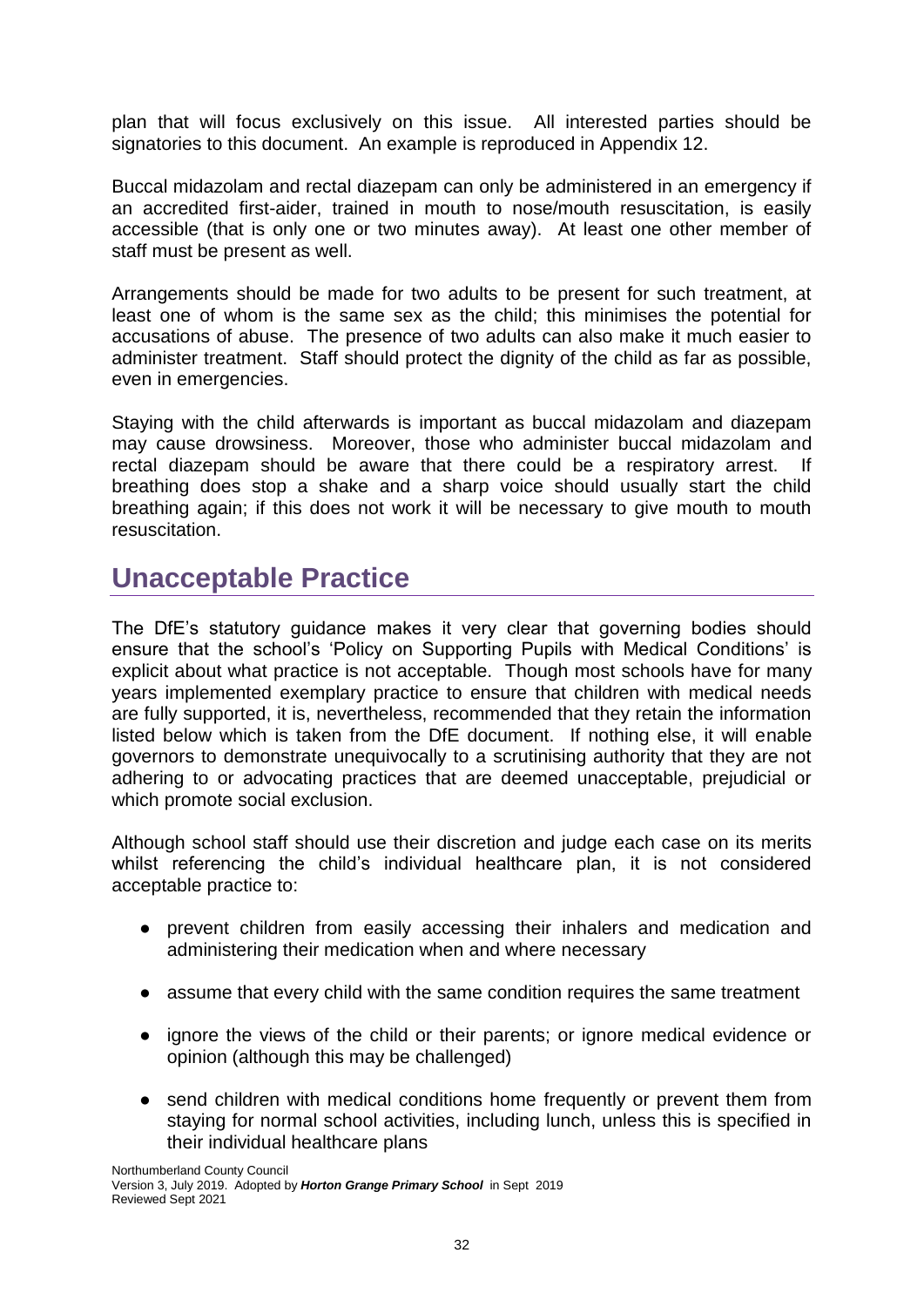plan that will focus exclusively on this issue. All interested parties should be signatories to this document. An example is reproduced in Appendix 12.

Buccal midazolam and rectal diazepam can only be administered in an emergency if an accredited first-aider, trained in mouth to nose/mouth resuscitation, is easily accessible (that is only one or two minutes away). At least one other member of staff must be present as well.

Arrangements should be made for two adults to be present for such treatment, at least one of whom is the same sex as the child; this minimises the potential for accusations of abuse. The presence of two adults can also make it much easier to administer treatment. Staff should protect the dignity of the child as far as possible, even in emergencies.

Staying with the child afterwards is important as buccal midazolam and diazepam may cause drowsiness. Moreover, those who administer buccal midazolam and rectal diazepam should be aware that there could be a respiratory arrest. If breathing does stop a shake and a sharp voice should usually start the child breathing again; if this does not work it will be necessary to give mouth to mouth resuscitation.

## Unacceptable Practice

The DfE's statutory guidance makes it very clear that governing bodies should ensure that the school's 'Policy on Supporting Pupils with Medical Conditions' is explicit about what practice is not acceptable. Though most schools have for many years implemented exemplary practice to ensure that children with medical needs are fully supported, it is, nevertheless, recommended that they retain the information listed below which is taken from the DfE document. If nothing else, it will enable governors to demonstrate unequivocally to a scrutinising authority that they are not adhering to or advocating practices that are deemed unacceptable, prejudicial or which promote social exclusion.

Although school staff should use their discretion and judge each case on its merits whilst referencing the child's individual healthcare plan, it is not considered acceptable practice to:

- prevent children from easily accessing their inhalers and medication and administering their medication when and where necessary
- assume that every child with the same condition requires the same treatment
- ignore the views of the child or their parents; or ignore medical evidence or opinion (although this may be challenged)
- send children with medical conditions home frequently or prevent them from staying for normal school activities, including lunch, unless this is specified in their individual healthcare plans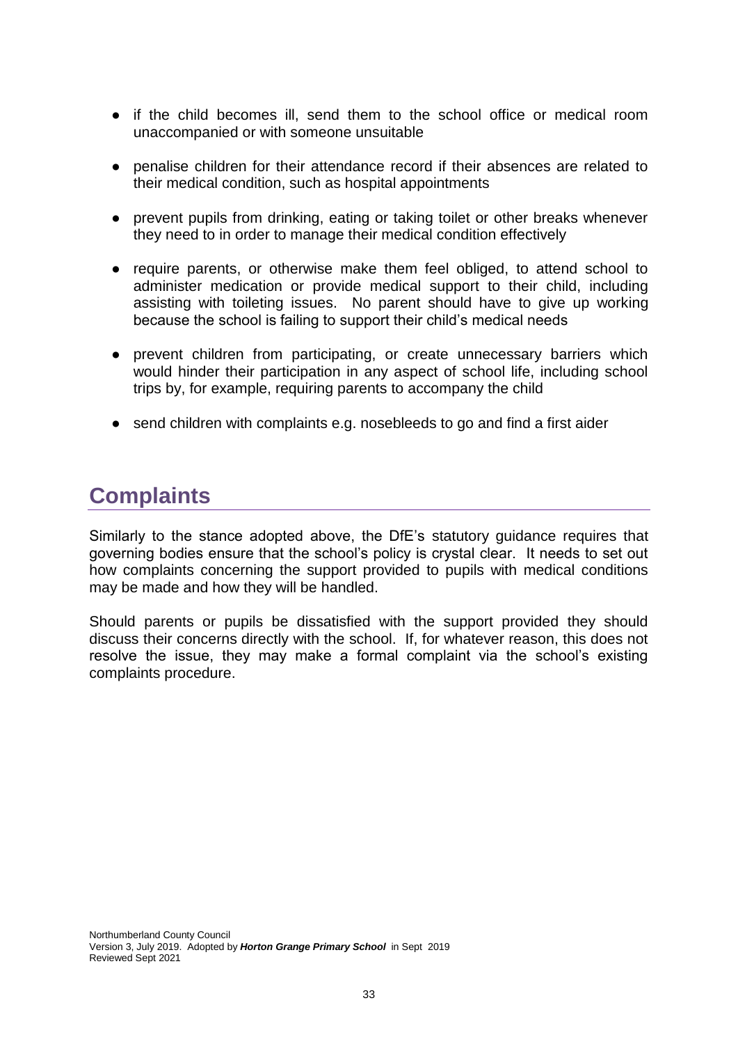- if the child becomes ill, send them to the school office or medical room unaccompanied or with someone unsuitable

- penalise children for their attendance record if their absences are related to their medical condition, such as hospital appointments

- prevent pupils from drinking, eating or taking toilet or other breaks whenever they need to in order to manage their medical condition effectively

- require parents, or otherwise make them feel obliged, to attend school to administer medication or provide medical support to their child, including assisting with toileting issues. No parent should have to give up working because the school is failing to support their child's medical needs

- prevent children from participating, or create unnecessary barriers which would hinder their participation in any aspect of school life, including school trips by, for example, requiring parents to accompany the child

- send children with complaints e.g. nosebleeds to go and find a first aider

## Complaints

Similarly to the stance adopted above, the DfE's statutory guidance requires that governing bodies ensure that the school's policy is crystal clear. It needs to set out how complaints concerning the support provided to pupils with medical conditions may be made and how they will be handled.

Should parents or pupils be dissatisfied with the support provided they should discuss their concerns directly with the school. If, for whatever reason, this does not resolve the issue, they may make a formal complaint via the school's existing complaints procedure.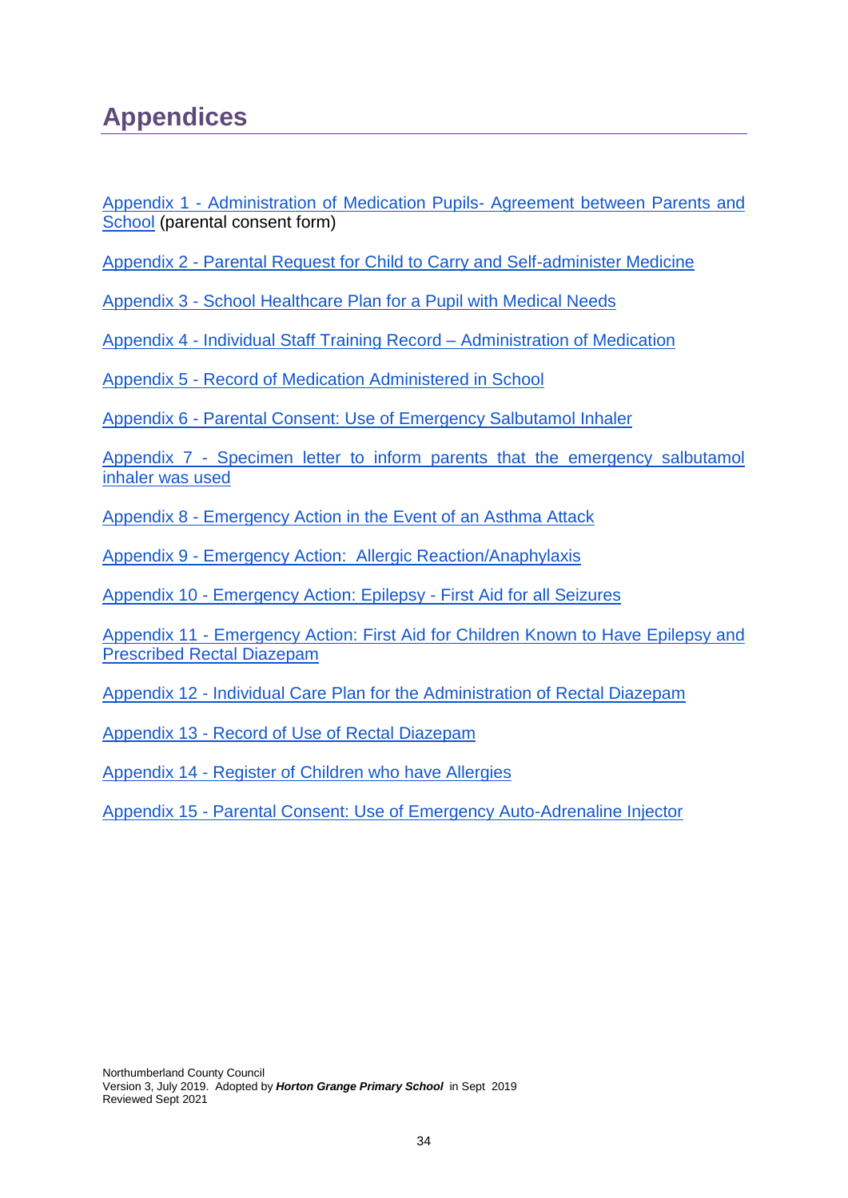# Appendices

Appendix 1 - Administration of Medication Pupils- Agreement between Parents and School (parental consent form)

Appendix 2 - Parental Request for Child to Carry and Self-administer Medicine

Appendix 3 - School Healthcare Plan for a Pupil with Medical Needs

Appendix 4 - Individual Staff Training Record – Administration of Medication

Appendix 5 - Record of Medication Administered in School

Appendix 6 - Parental Consent: Use of Emergency Salbutamol Inhaler

Appendix 7 - Specimen letter to inform parents that the emergency salbutamol inhaler was used

Appendix 8 - Emergency Action in the Event of an Asthma Attack

Appendix 9 - Emergency Action: Allergic Reaction/Anaphylaxis

Appendix 10 - Emergency Action: Epilepsy - First Aid for all Seizures

Appendix 11 - Emergency Action: First Aid for Children Known to Have Epilepsy and Prescribed Rectal Diazepam

Appendix 12 - Individual Care Plan for the Administration of Rectal Diazepam

Appendix 13 - Record of Use of Rectal Diazepam

Appendix 14 - Register of Children who have Allergies

Appendix 15 - Parental Consent: Use of Emergency Auto-Adrenaline Injector